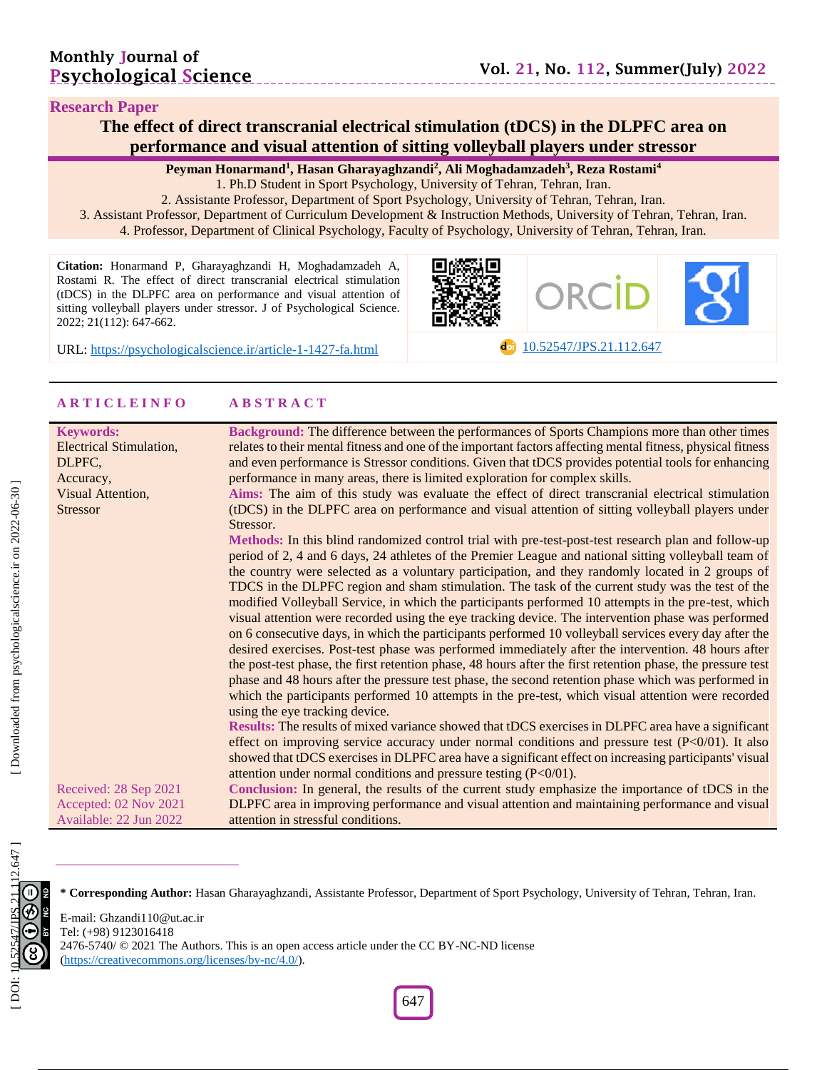**Research Paper**

# The effect of direct transcranial electrical stimulation (tDCS) in the DLPFC area on performance and visual attention of sitting volleyball players under stressor

**Peyman Honarmand[1], Hasan Gharayaghzandi[2], Ali Moghadamzadeh[3], Reza Rostami[4]**

1. Ph.D Student in Sport Psychology, University of Tehran, Tehran, Iran.
2. Assistante Professor, Department of Sport Psychology, University of Tehran, Tehran, Iran.
3. Assistant Professor, Department of Curriculum Development & Instruction Methods, University of Tehran, Tehran, Iran.
4. Professor, Department of Clinical Psychology, Faculty of Psychology, University of Tehran, Tehran, Iran.

**Citation:** Honarmand P, Gharayaghzandi H, Moghadamzadeh A, Rostami R. The effect of direct transcranial electrical stimulation (tDCS) in the DLPFC area on performance and visual attention of sitting volleyball players under stressor. J of Psychological Science. 2022; 21(112): 647-662.

URL: https://psychologicalscience.ir/article-1-1427-fa.html

doi: 10.52547/JPS.21.112.647

## ARTICLE INFO

**Keywords:**
Electrical Stimulation,
DLPFC,
Accuracy,
Visual Attention,
Stressor

Received: 28 Sep 2021
Accepted: 02 Nov 2021
Available: 22 Jun 2022

## ABSTRACT

**Background:** The difference between the performances of Sports Champions more than other times relates to their mental fitness and one of the important factors affecting mental fitness, physical fitness and even performance is Stressor conditions. Given that tDCS provides potential tools for enhancing performance in many areas, there is limited exploration for complex skills.

**Aims:** The aim of this study was evaluate the effect of direct transcranial electrical stimulation (tDCS) in the DLPFC area on performance and visual attention of sitting volleyball players under Stressor.

**Methods:** In this blind randomized control trial with pre-test-post-test research plan and follow-up period of 2, 4 and 6 days, 24 athletes of the Premier League and national sitting volleyball team of the country were selected as a voluntary participation, and they randomly located in 2 groups of TDCS in the DLPFC region and sham stimulation. The task of the current study was the test of the modified Volleyball Service, in which the participants performed 10 attempts in the pre-test, which visual attention were recorded using the eye tracking device. The intervention phase was performed on 6 consecutive days, in which the participants performed 10 volleyball services every day after the desired exercises. Post-test phase was performed immediately after the intervention. 48 hours after the post-test phase, the first retention phase, 48 hours after the first retention phase, the pressure test phase and 48 hours after the pressure test phase, the second retention phase which was performed in which the participants performed 10 attempts in the pre-test, which visual attention were recorded using the eye tracking device.

**Results:** The results of mixed variance showed that tDCS exercises in DLPFC area have a significant effect on improving service accuracy under normal conditions and pressure test (P<0/01). It also showed that tDCS exercises in DLPFC area have a significant effect on increasing participants' visual attention under normal conditions and pressure testing (P<0/01).

**Conclusion:** In general, the results of the current study emphasize the importance of tDCS in the DLPFC area in improving performance and visual attention and maintaining performance and visual attention in stressful conditions.

---

**\* Corresponding Author:** Hasan Gharayaghzandi, Assistante Professor, Department of Sport Psychology, University of Tehran, Tehran, Iran.

E-mail: Ghzandi110@ut.ac.ir
Tel: (+98) 9123016418
2476-5740/ © 2021 The Authors. This is an open access article under the CC BY-NC-ND license (https://creativecommons.org/licenses/by-nc/4.0/).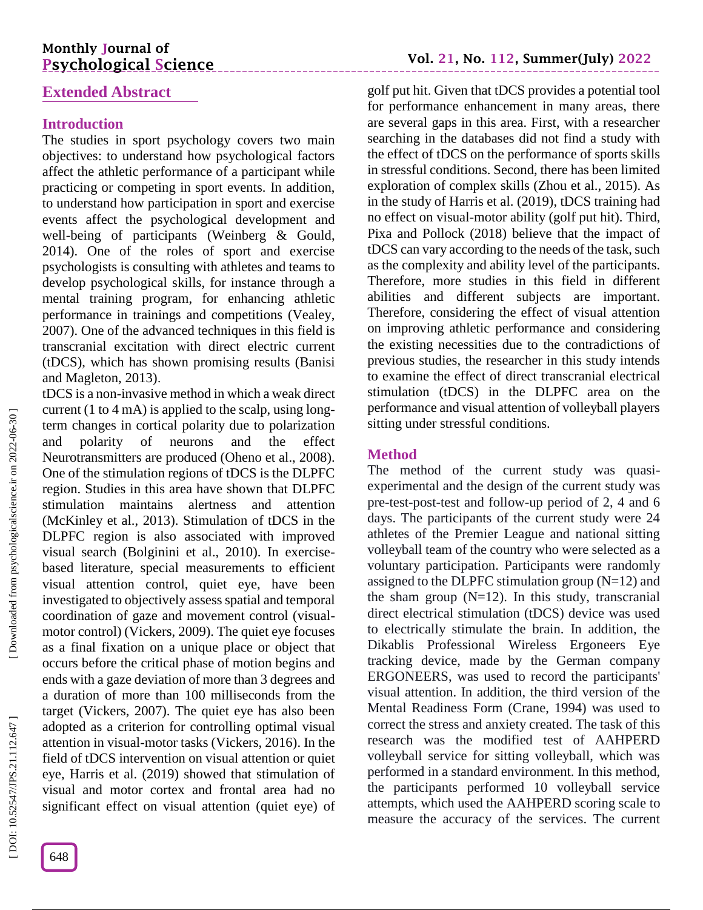## Extended Abstract

### Introduction

The studies in sport psychology covers two main objectives: to understand how psychological factors affect the athletic performance of a participant while practicing or competing in sport events. In addition, to understand how participation in sport and exercise events affect the psychological development and well-being of participants (Weinberg & Gould, 2014). One of the roles of sport and exercise psychologists is consulting with athletes and teams to develop psychological skills, for instance through a mental training program, for enhancing athletic performance in trainings and competitions (Vealey, 2007). One of the advanced techniques in this field is transcranial excitation with direct electric current (tDCS), which has shown promising results (Banisi and Magleton, 2013).

tDCS is a non-invasive method in which a weak direct current (1 to 4 mA) is applied to the scalp, using long-term changes in cortical polarity due to polarization and polarity of neurons and the effect Neurotransmitters are produced (Oheno et al., 2008). One of the stimulation regions of tDCS is the DLPFC region. Studies in this area have shown that DLPFC stimulation maintains alertness and attention (McKinley et al., 2013). Stimulation of tDCS in the DLPFC region is also associated with improved visual search (Bolginini et al., 2010). In exercise-based literature, special measurements to efficient visual attention control, quiet eye, have been investigated to objectively assess spatial and temporal coordination of gaze and movement control (visual-motor control) (Vickers, 2009). The quiet eye focuses as a final fixation on a unique place or object that occurs before the critical phase of motion begins and ends with a gaze deviation of more than 3 degrees and a duration of more than 100 milliseconds from the target (Vickers, 2007). The quiet eye has also been adopted as a criterion for controlling optimal visual attention in visual-motor tasks (Vickers, 2016). In the field of tDCS intervention on visual attention or quiet eye, Harris et al. (2019) showed that stimulation of visual and motor cortex and frontal area had no significant effect on visual attention (quiet eye) of golf put hit. Given that tDCS provides a potential tool for performance enhancement in many areas, there are several gaps in this area. First, with a researcher searching in the databases did not find a study with the effect of tDCS on the performance of sports skills in stressful conditions. Second, there has been limited exploration of complex skills (Zhou et al., 2015). As in the study of Harris et al. (2019), tDCS training had no effect on visual-motor ability (golf put hit). Third, Pixa and Pollock (2018) believe that the impact of tDCS can vary according to the needs of the task, such as the complexity and ability level of the participants. Therefore, more studies in this field in different abilities and different subjects are important. Therefore, considering the effect of visual attention on improving athletic performance and considering the existing necessities due to the contradictions of previous studies, the researcher in this study intends to examine the effect of direct transcranial electrical stimulation (tDCS) in the DLPFC area on the performance and visual attention of volleyball players sitting under stressful conditions.

### Method

The method of the current study was quasi-experimental and the design of the current study was pre-test-post-test and follow-up period of 2, 4 and 6 days. The participants of the current study were 24 athletes of the Premier League and national sitting volleyball team of the country who were selected as a voluntary participation. Participants were randomly assigned to the DLPFC stimulation group (N=12) and the sham group (N=12). In this study, transcranial direct electrical stimulation (tDCS) device was used to electrically stimulate the brain. In addition, the Dikablis Professional Wireless Ergoneers Eye tracking device, made by the German company ERGONEERS, was used to record the participants' visual attention. In addition, the third version of the Mental Readiness Form (Crane, 1994) was used to correct the stress and anxiety created. The task of this research was the modified test of AAHPERD volleyball service for sitting volleyball, which was performed in a standard environment. In this method, the participants performed 10 volleyball service attempts, which used the AAHPERD scoring scale to measure the accuracy of the services. The current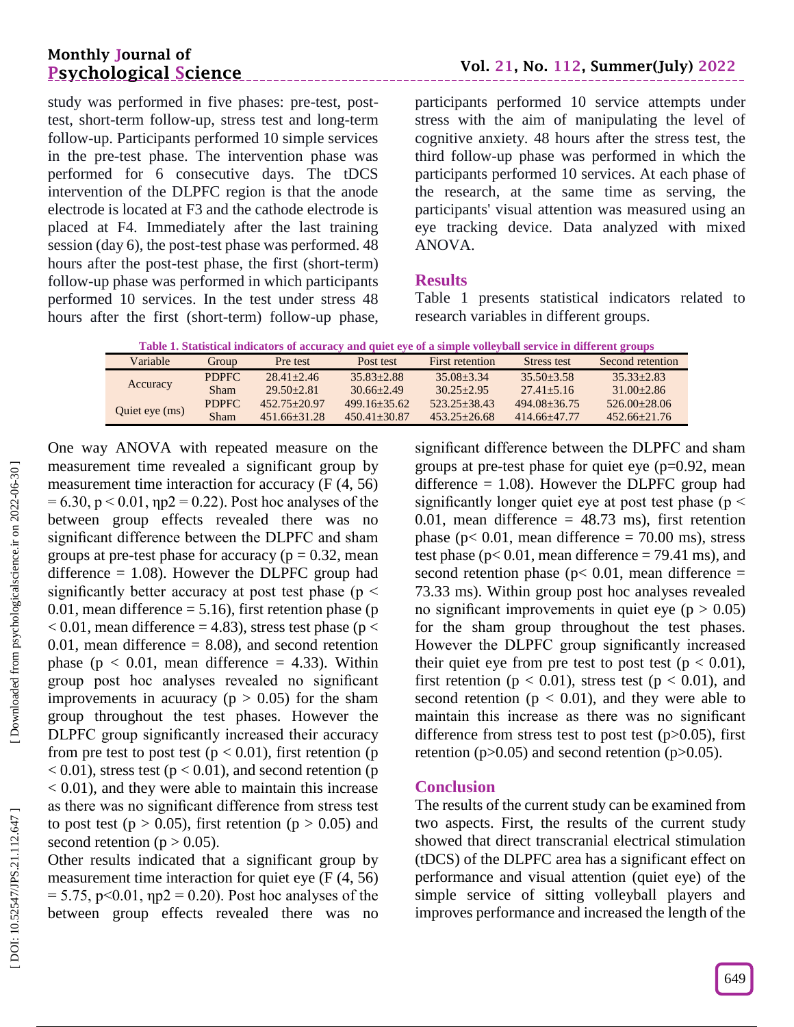study was performed in five phases: pre-test, post-test, short-term follow-up, stress test and long-term follow-up. Participants performed 10 simple services in the pre-test phase. The intervention phase was performed for 6 consecutive days. The tDCS intervention of the DLPFC region is that the anode electrode is located at F3 and the cathode electrode is placed at F4. Immediately after the last training session (day 6), the post-test phase was performed. 48 hours after the post-test phase, the first (short-term) follow-up phase was performed in which participants performed 10 services. In the test under stress 48 hours after the first (short-term) follow-up phase, participants performed 10 service attempts under stress with the aim of manipulating the level of cognitive anxiety. 48 hours after the stress test, the third follow-up phase was performed in which the participants performed 10 services. At each phase of the research, at the same time as serving, the participants' visual attention was measured using an eye tracking device. Data analyzed with mixed ANOVA.

## Results

Table 1 presents statistical indicators related to research variables in different groups.

**Table 1. Statistical indicators of accuracy and quiet eye of a simple volleyball service in different groups**

| Variable | Group | Pre test | Post test | First retention | Stress test | Second retention |
|---|---|---|---|---|---|---|
| Accuracy | PDPFC | 28.41±2.46 | 35.83±2.88 | 35.08±3.34 | 35.50±3.58 | 35.33±2.83 |
| | Sham | 29.50±2.81 | 30.66±2.49 | 30.25±2.95 | 27.41±5.16 | 31.00±2.86 |
| Quiet eye (ms) | PDPFC | 452.75±20.97 | 499.16±35.62 | 523.25±38.43 | 494.08±36.75 | 526.00±28.06 |
| | Sham | 451.66±31.28 | 450.41±30.87 | 453.25±26.68 | 414.66±47.77 | 452.66±21.76 |

One way ANOVA with repeated measure on the measurement time revealed a significant group by measurement time interaction for accuracy ($F (4, 56) = 6.30$, $p < 0.01$, $\eta p2 = 0.22$). Post hoc analyses of the between group effects revealed there was no significant difference between the DLPFC and sham groups at pre-test phase for accuracy ($p = 0.32$, mean difference = 1.08). However the DLPFC group had significantly better accuracy at post test phase ($p < 0.01$, mean difference = 5.16), first retention phase ($p < 0.01$, mean difference = 4.83), stress test phase ($p < 0.01$, mean difference = 8.08), and second retention phase ($p < 0.01$, mean difference = 4.33). Within group post hoc analyses revealed no significant improvements in acuuracy ($p > 0.05$) for the sham group throughout the test phases. However the DLPFC group significantly increased their accuracy from pre test to post test ($p < 0.01$), first retention ($p < 0.01$), stress test ($p < 0.01$), and second retention ($p < 0.01$), and they were able to maintain this increase as there was no significant difference from stress test to post test ($p > 0.05$), first retention ($p > 0.05$) and second retention ($p > 0.05$).

Other results indicated that a significant group by measurement time interaction for quiet eye ($F (4, 56) = 5.75$, $p<0.01$, $\eta p2 = 0.20$). Post hoc analyses of the between group effects revealed there was no significant difference between the DLPFC and sham groups at pre-test phase for quiet eye ($p=0.92$, mean difference = 1.08). However the DLPFC group had significantly longer quiet eye at post test phase ($p < 0.01$, mean difference = 48.73 ms), first retention phase ($p< 0.01$, mean difference = 70.00 ms), stress test phase ($p< 0.01$, mean difference = 79.41 ms), and second retention phase ($p< 0.01$, mean difference = 73.33 ms). Within group post hoc analyses revealed no significant improvements in quiet eye ($p > 0.05$) for the sham group throughout the test phases. However the DLPFC group significantly increased their quiet eye from pre test to post test ($p < 0.01$), first retention ($p < 0.01$), stress test ($p < 0.01$), and second retention ($p < 0.01$), and they were able to maintain this increase as there was no significant difference from stress test to post test ($p>0.05$), first retention ($p>0.05$) and second retention ($p>0.05$).

## Conclusion

The results of the current study can be examined from two aspects. First, the results of the current study showed that direct transcranial electrical stimulation (tDCS) of the DLPFC area has a significant effect on performance and visual attention (quiet eye) of the simple service of sitting volleyball players and improves performance and increased the length of the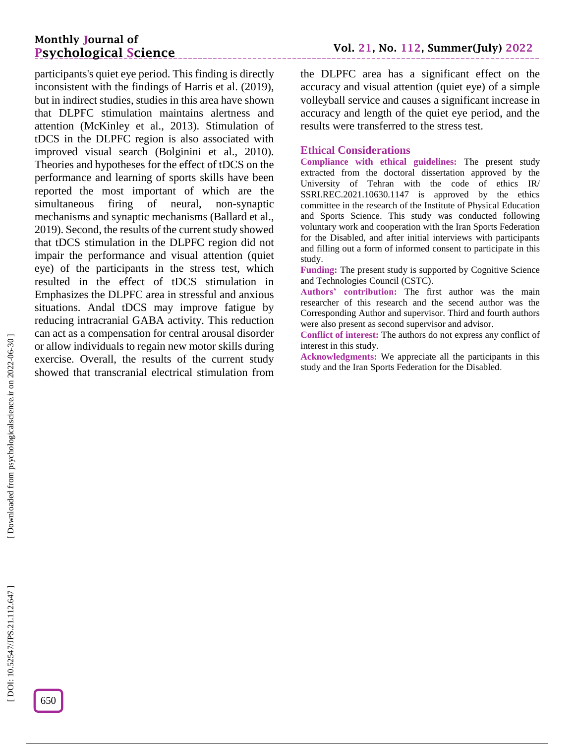participants's quiet eye period. This finding is directly inconsistent with the findings of Harris et al. (2019), but in indirect studies, studies in this area have shown that DLPFC stimulation maintains alertness and attention (McKinley et al., 2013). Stimulation of tDCS in the DLPFC region is also associated with improved visual search (Bolginini et al., 2010). Theories and hypotheses for the effect of tDCS on the performance and learning of sports skills have been reported the most important of which are the simultaneous firing of neural, non-synaptic mechanisms and synaptic mechanisms (Ballard et al., 2019). Second, the results of the current study showed that tDCS stimulation in the DLPFC region did not impair the performance and visual attention (quiet eye) of the participants in the stress test, which resulted in the effect of tDCS stimulation in Emphasizes the DLPFC area in stressful and anxious situations. Andal tDCS may improve fatigue by reducing intracranial GABA activity. This reduction can act as a compensation for central arousal disorder or allow individuals to regain new motor skills during exercise. Overall, the results of the current study showed that transcranial electrical stimulation from the DLPFC area has a significant effect on the accuracy and visual attention (quiet eye) of a simple volleyball service and causes a significant increase in accuracy and length of the quiet eye period, and the results were transferred to the stress test.

## Ethical Considerations

**Compliance with ethical guidelines:** The present study extracted from the doctoral dissertation approved by the University of Tehran with the code of ethics IR/ SSRI.REC.2021.10630.1147 is approved by the ethics committee in the research of the Institute of Physical Education and Sports Science. This study was conducted following voluntary work and cooperation with the Iran Sports Federation for the Disabled, and after initial interviews with participants and filling out a form of informed consent to participate in this study.

**Funding:** The present study is supported by Cognitive Science and Technologies Council (CSTC).

**Authors' contribution:** The first author was the main researcher of this research and the secend author was the Corresponding Author and supervisor. Third and fourth authors were also present as second supervisor and advisor.

**Conflict of interest:** The authors do not express any conflict of interest in this study.

**Acknowledgments:** We appreciate all the participants in this study and the Iran Sports Federation for the Disabled.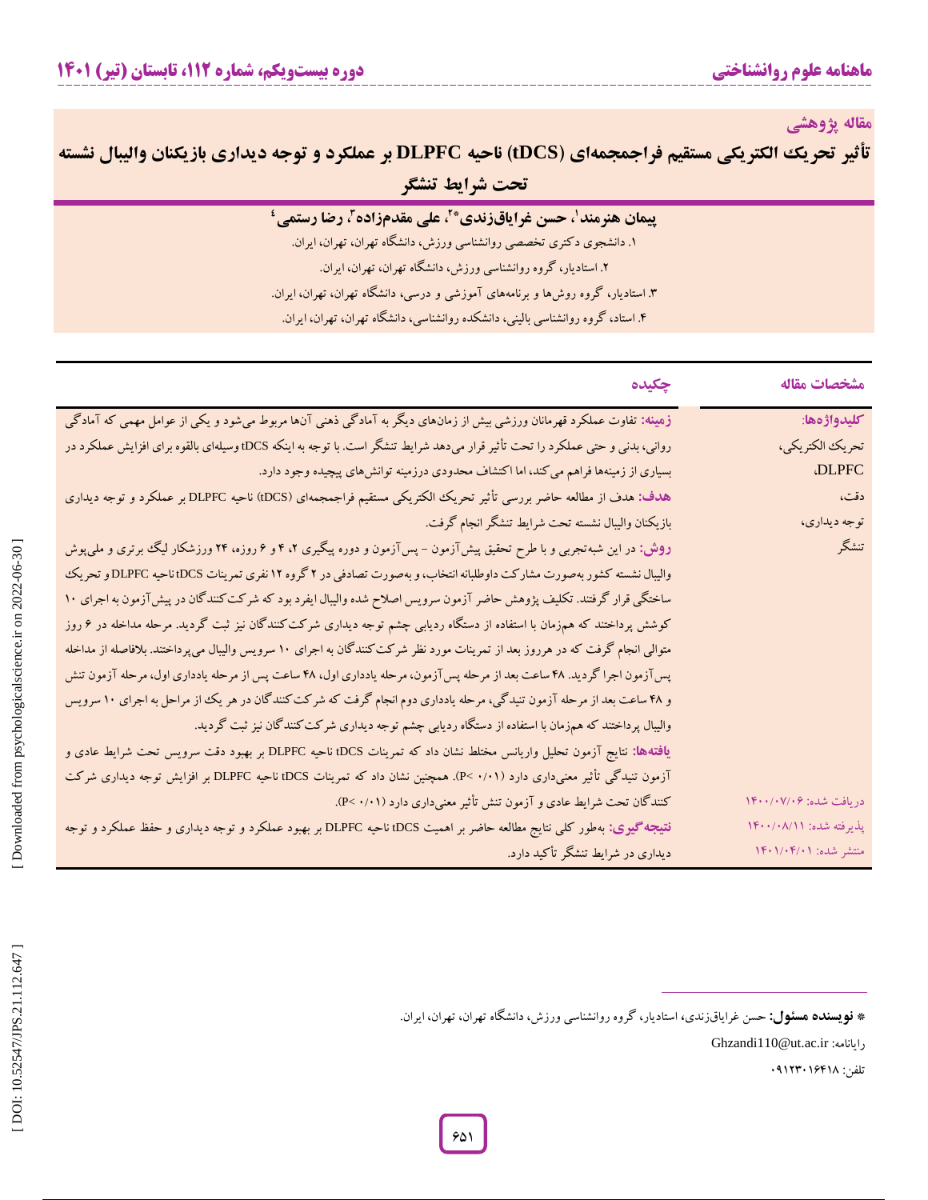**مقاله پژوهشی**

# تأثیر تحریک الکتریکی مستقیم فراجمجمه‌ای (tDCS) ناحیه DLPFC بر عملکرد و توجه دیداری بازیکنان والیبال نشسته تحت شرایط تنشگر

**پیمان هنرمند[1]، حسن غرایاق‌زندی*[2]، علی مقدم‌زاده[3]، رضا رستمی[4]**

۱. دانشجوی دکتری تخصصی روانشناسی ورزش، دانشگاه تهران، تهران، ایران.

۲. استادیار، گروه روانشناسی ورزش، دانشگاه تهران، تهران، ایران.

۳. استادیار، گروه روش‌ها و برنامه‌های آموزشی و درسی، دانشگاه تهران، تهران، ایران.

۴. استاد، گروه روانشناسی بالینی، دانشکده روانشناسی، دانشگاه تهران، تهران، ایران.

| مشخصات مقاله | چکیده |
|---|---|
| **کلیدواژه‌ها:** تحریک الکتریکی، DLPFC، دقت، توجه دیداری، تنشگر | **زمینه:** تفاوت عملکرد قهرمانان ورزشی بیش از زمان‌های دیگر به آمادگی ذهنی آن‌ها مربوط می‌شود و یکی از عوامل مهمی که آمادگی روانی، بدنی و حتی عملکرد را تحت تأثیر قرار می‌دهد شرایط تنشگر است. با توجه به اینکه tDCS وسیله‌ای بالقوه برای افزایش عملکرد در بسیاری از زمینه‌ها فراهم می‌کند، اما اکتشاف محدودی درزمینه توانش‌های پیچیده وجود دارد. |
| | **هدف:** هدف از مطالعه حاضر بررسی تأثیر تحریک الکتریکی مستقیم فراجمجمه‌ای (tDCS) ناحیه DLPFC بر عملکرد و توجه دیداری بازیکنان والیبال نشسته تحت شرایط تنشگر انجام گرفت. |
| | **روش:** در این شبه‌تجربی و با طرح تحقیق پیش‌آزمون - پس‌آزمون و دوره پیگیری ۲، ۴ و ۶ روزه، ۲۴ ورزشکار لیگ برتری و ملی‌پوش والیبال نشسته کشور به‌صورت مشارکت داوطلبانه انتخاب، و به‌صورت تصادفی در ۲ گروه ۱۲ نفری تمرینات tDCS ناحیه DLPFC و تحریک ساختگی قرار گرفتند. تکلیف پژوهش حاضر آزمون سرویس اصلاح شده والیبال ایفرد بود که شرکت‌کنندگان در پیش‌آزمون به اجرای ۱۰ کوشش پرداختند که هم‌زمان با استفاده از دستگاه ردیابی چشم توجه دیداری شرکت‌کنندگان نیز ثبت گردید. مرحله مداخله در ۶ روز متوالی انجام گرفت که در هرروز بعد از تمرینات مورد نظر شرکت‌کنندگان به اجرای ۱۰ سرویس والیبال می‌پرداختند. بلافاصله از مداخله پس‌آزمون اجرا گردید. ۴۸ ساعت بعد از مرحله پس‌آزمون، مرحله یادداری اول، ۴۸ ساعت پس از مرحله یادداری اول، مرحله آزمون تنش و ۴۸ ساعت بعد از مرحله آزمون تنیدگی، مرحله یادداری دوم انجام گرفت که شرکت‌کنندگان در هر یک از مراحل به اجرای ۱۰ سرویس والیبال پرداختند که هم‌زمان با استفاده از دستگاه ردیابی چشم توجه دیداری شرکت‌کنندگان نیز ثبت گردید. |
| | **یافته‌ها:** نتایج آزمون تحلیل واریانس مختلط نشان داد که تمرینات tDCS ناحیه DLPFC بر بهبود دقت سرویس تحت شرایط عادی و آزمون تنیدگی تأثیر معنی‌داری دارد ($P< 0/01$). همچنین نشان داد که تمرینات tDCS ناحیه DLPFC بر افزایش توجه دیداری شرکت کنندگان تحت شرایط عادی و آزمون تنش تأثیر معنی‌داری دارد ($P< 0/01$). |
| دریافت شده: ۱۴۰۰/۰۷/۰۶<br>پذیرفته شده: ۱۴۰۰/۰۸/۱۱<br>منتشر شده: ۱۴۰۱/۰۴/۰۱ | **نتیجه‌گیری:** به‌طور کلی نتایج مطالعه حاضر بر اهمیت tDCS ناحیه DLPFC بر بهبود عملکرد و توجه دیداری و حفظ عملکرد و توجه دیداری در شرایط تنشگر تأکید دارد. |

* **نویسنده مسئول:** حسن غرایاق‌زندی، استادیار، گروه روانشناسی ورزش، دانشگاه تهران، تهران، ایران.

رایانامه: Ghzandi110@ut.ac.ir

تلفن: ۰۹۱۲۳۰۱۶۴۱۸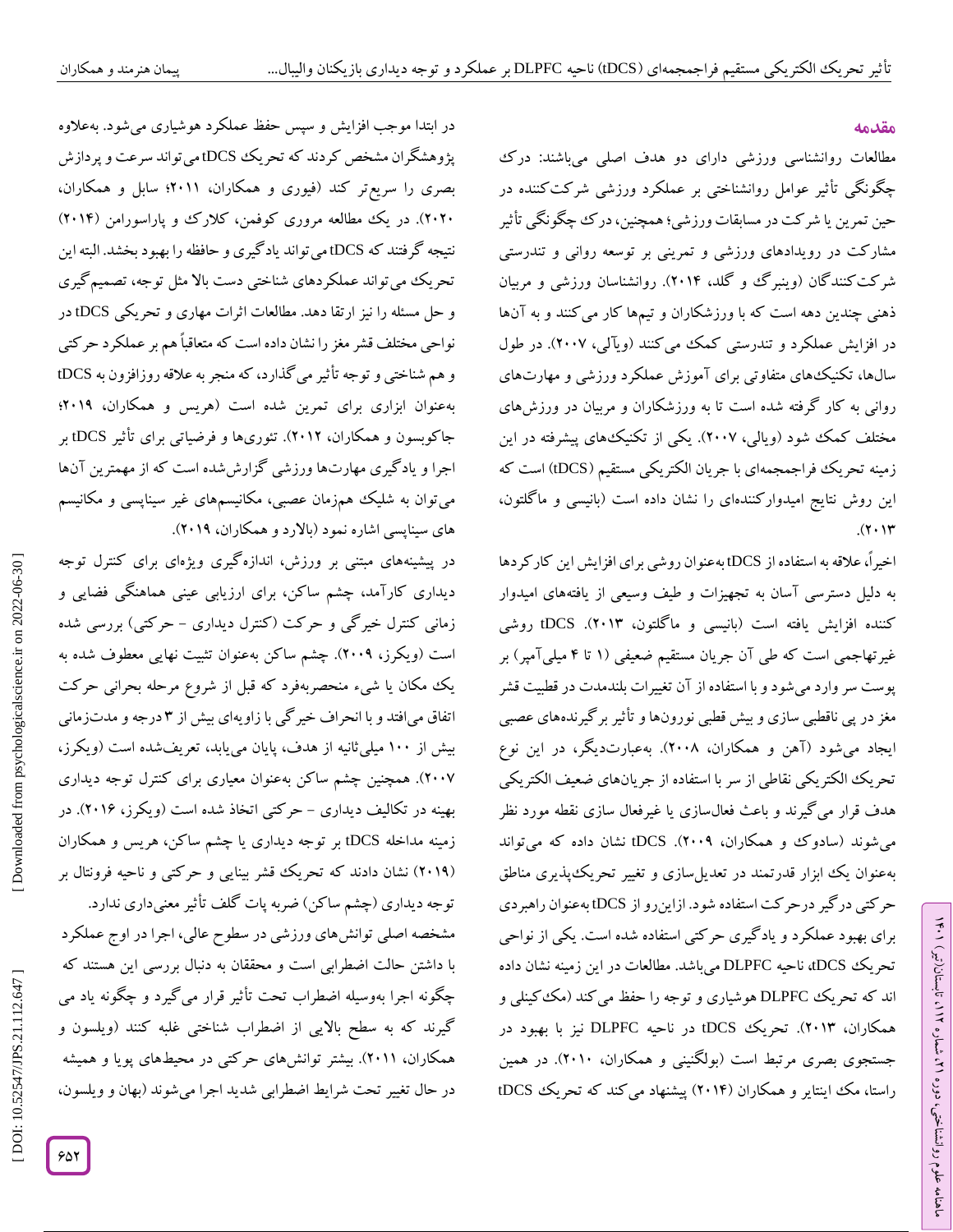## مقدمه

مطالعات روانشناسی ورزشی دارای دو هدف اصلی می‌باشند: درک چگونگی تأثیر عوامل روانشناختی بر عملکرد ورزشی شرکت‌کننده در حین تمرین یا شرکت در مسابقات ورزشی؛ همچنین، درک چگونگی تأثیر مشارکت در رویدادهای ورزشی و تمرینی بر توسعه روانی و تندرستی شرکت‌کنندگان (وینبرگ و گلد، ۲۰۱۴). روانشناسان ورزشی و مربیان ذهنی چندین دهه است که با ورزشکاران و تیم‌ها کار می‌کنند و به آن‌ها در افزایش عملکرد و تندرستی کمک می‌کنند (ویآلی، ۲۰۰۷). در طول سال‌ها، تکنیک‌های متفاوتی برای آموزش عملکرد ورزشی و مهارت‌های روانی به کار گرفته شده است تا به ورزشکاران و مربیان در ورزش‌های مختلف کمک شود (ویالی، ۲۰۰۷). یکی از تکنیک‌های پیشرفته در این زمینه تحریک فراجمجمه‌ای با جریان الکتریکی مستقیم (tDCS) است که این روش نتایج امیدوارکننده‌ای را نشان داده است (بانیسی و ماگلتون، ۲۰۱۳).

اخیراً، علاقه به استفاده از tDCS به‌عنوان روشی برای افزایش این کارکردها به دلیل دسترسی آسان به تجهیزات و طیف وسیعی از یافته‌های امیدوار کننده افزایش یافته است (بانیسی و ماگلتون، ۲۰۱۳). tDCS روشی غیرتهاجمی است که طی آن جریان مستقیم ضعیفی (۱ تا ۴ میلی‌آمپر) بر پوست سر وارد می‌شود و با استفاده از آن تغییرات بلندمدت در قطبیت قشر مغز در پی ناقطبی سازی و بیش قطبی نورون‌ها و تأثیر برگیرنده‌های عصبی ایجاد می‌شود (آهن و همکاران، ۲۰۰۸). به‌عبارت‌دیگر، در این نوع تحریک الکتریکی نقاطی از سر با استفاده از جریان‌های ضعیف الکتریکی هدف قرار می‌گیرند و باعث فعال‌سازی یا غیرفعال سازی نقطه مورد نظر می‌شوند (سادوک و همکاران، ۲۰۰۹). tDCS نشان داده که می‌تواند به‌عنوان یک ابزار قدرتمند در تعدیل‌سازی و تغییر تحریک‌پذیری مناطق حرکتی درگیر درحرکت استفاده شود. ازاین‌رو از tDCS به‌عنوان راهبردی برای بهبود عملکرد و یادگیری حرکتی استفاده شده است. یکی از نواحی تحریک tDCS، ناحیه DLPFC می‌باشد. مطالعات در این زمینه نشان داده اند که تحریک DLPFC هوشیاری و توجه را حفظ می‌کند (مک‌کینلی و همکاران، ۲۰۱۳). تحریک tDCS در ناحیه DLPFC نیز با بهبود در جستجوی بصری مرتبط است (بولگنینی و همکاران، ۲۰۱۰). در همین راستا، مک اینتایر و همکاران (۲۰۱۴) پیشنهاد می‌کند که تحریک tDCS در ابتدا موجب افزایش و سپس حفظ عملکرد هوشیاری می‌شود. به‌علاوه پژوهشگران مشخص کردند که تحریک tDCS می‌تواند سرعت و پردازش بصری را سریع‌تر کند (فیوری و همکاران، ۲۰۱۱؛ سابل و همکاران، ۲۰۲۰). در یک مطالعه مروری کوفمن، کلارک و پاراسورامن (۲۰۱۴) نتیجه گرفتند که tDCS می‌تواند یادگیری و حافظه را بهبود بخشد. البته این تحریک می‌تواند عملکردهای شناختی دست بالا مثل توجه، تصمیم‌گیری و حل مسئله را نیز ارتقا دهد. مطالعات اثرات مهاری و تحریکی tDCS در نواحی مختلف قشر مغز را نشان داده است که متعاقباً هم بر عملکرد حرکتی و هم شناختی و توجه تأثیر می‌گذارد، که منجر به علاقه روزافزون به tDCS به‌عنوان ابزاری برای تمرین شده است (هریس و همکاران، ۲۰۱۹؛ جاکوبسون و همکاران، ۲۰۱۲). تئوری‌ها و فرضیاتی برای تأثیر tDCS بر اجرا و یادگیری مهارت‌ها ورزشی گزارش‌شده است که از مهمترین آن‌ها می‌توان به شلیک هم‌زمان عصبی، مکانیسم‌های غیر سیناپسی و مکانیسم های سیناپسی اشاره نمود (بالارد و همکاران، ۲۰۱۹).

در پیشینه‌های مبتنی بر ورزش، اندازه‌گیری ویژه‌ای برای کنترل توجه دیداری کارآمد، چشم ساکن، برای ارزیابی عینی هماهنگی فضایی و زمانی کنترل خیرگی و حرکت (کنترل دیداری - حرکتی) بررسی شده است (ویکرز، ۲۰۰۹). چشم ساکن به‌عنوان تثبیت نهایی معطوف شده به یک مکان یا شیء منحصربه‌فرد که قبل از شروع مرحله بحرانی حرکت اتفاق می‌افتد و با انحراف خیرگی با زاویه‌ای بیش از ۳ درجه و مدت‌زمانی بیش از ۱۰۰ میلی‌ثانیه از هدف، پایان می‌یابد، تعریف‌شده است (ویکرز، ۲۰۰۷). همچنین چشم ساکن به‌عنوان معیاری برای کنترل توجه دیداری بهینه در تکالیف دیداری - حرکتی اتخاذ شده است (ویکرز، ۲۰۱۶). در زمینه مداخله tDCS بر توجه دیداری یا چشم ساکن، هریس و همکاران (۲۰۱۹) نشان دادند که تحریک قشر بینایی و حرکتی و ناحیه فرونتال بر توجه دیداری (چشم ساکن) ضربه پات گلف تأثیر معنی‌داری ندارد.

مشخصه اصلی توانش‌های ورزشی در سطوح عالی، اجرا در اوج عملکرد با داشتن حالت اضطرابی است و محققان به دنبال بررسی این هستند که چگونه اجرا به‌وسیله اضطراب تحت تأثیر قرار می‌گیرد و چگونه یاد می گیرند که به سطح بالایی از اضطراب شناختی غلبه کنند (ویلسون و همکاران، ۲۰۱۱). بیشتر توانش‌های حرکتی در محیط‌های پویا و همیشه در حال تغییر تحت شرایط اضطرابی شدید اجرا می‌شوند (بهان و ویلسون،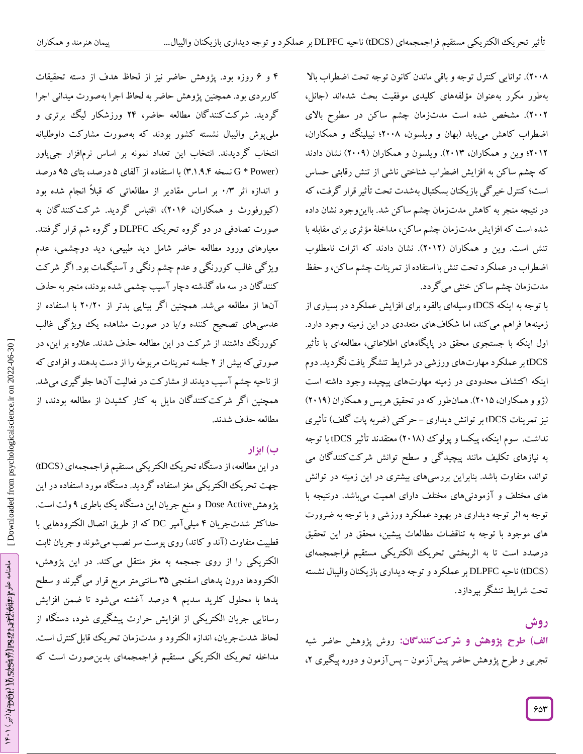۲۰۰۸). توانایی کنترل توجه و باقی ماندن کانون توجه تحت اضطراب بالا به‌طور مکرر به‌عنوان مؤلفه‌های کلیدی موفقیت بحث شده‌اند (جانل، ۲۰۰۲). مشخص شده است مدت‌زمان چشم ساکن در سطوح بالای اضطراب کاهش می‌یابد (بهان و ویلسون، ۲۰۰۸؛ نیلینگ و همکاران، ۲۰۱۲؛ وین و همکاران، ۲۰۱۳). ویلسون و همکاران (۲۰۰۹) نشان دادند که چشم ساکن به افزایش اضطراب شناختی ناشی از تنش رقابتی حساس است؛ کنترل خیرگی بازیکنان بسکتبال به‌شدت تحت تأثیر قرار گرفت، که در نتیجه منجر به کاهش مدت‌زمان چشم ساکن شد. بااین‌وجود نشان داده شده است که افزایش مدت‌زمان چشم ساکن، مداخلهٔ مؤثری برای مقابله با تنش است. وین و همکاران (۲۰۱۲). نشان دادند که اثرات نامطلوب اضطراب در عملکرد تحت تنش با استفاده از تمرینات چشم ساکن، و حفظ مدت‌زمان چشم ساکن خنثی می‌گردد.

با توجه به اینکه tDCS وسیله‌ای بالقوه برای افزایش عملکرد در بسیاری از زمینه‌ها فراهم می‌کند، اما شکاف‌های متعددی در این زمینه وجود دارد. اول اینکه با جستجوی محقق در پایگاه‌های اطلاعاتی، مطالعه‌ای با تأثیر tDCS بر عملکرد مهارت‌های ورزشی در شرایط تنشگر یافت نگردید. دوم اینکه اکتشاف محدودی در زمینه مهارت‌های پیچیده وجود داشته است (ژو و همکاران، ۲۰۱۵). همان‌طور که در تحقیق هریس و همکاران (۲۰۱۹) نیز تمرینات tDCS بر توانش دیداری - حرکتی (ضربه پات گلف) تأثیری نداشت. سوم اینکه، پیکسا و پولوک (۲۰۱۸) معتقدند تأثیر tDCS با توجه به نیازهای تکلیف مانند پیچیدگی و سطح توانش شرکت‌کنندگان می تواند، متفاوت باشد. بنابراین بررسی‌های بیشتری در این زمینه در توانش های مختلف و آزمودنی‌های مختلف دارای اهمیت می‌باشد. درنتیجه با توجه به اثر توجه دیداری در بهبود عملکرد ورزشی و با توجه به ضرورت های موجود با توجه به تناقضات مطالعات پیشین، محقق در این تحقیق درصدد است تا به اثربخشی تحریک الکتریکی مستقیم فراجمجمه‌ای (tDCS) ناحیه DLPFC بر عملکرد و توجه دیداری بازیکنان والیبال نشسته تحت شرایط تنشگر بپردازد.

## روش

**الف) طرح پژوهش و شرکت‌کنندگان:** روش پژوهش حاضر شبه تجربی و طرح پژوهش حاضر پیش‌آزمون - پس‌آزمون و دوره پیگیری ۲، ۴ و ۶ روزه بود. پژوهش حاضر نیز از لحاظ هدف از دسته تحقیقات کاربردی بود. همچنین پژوهش حاضر به لحاظ اجرا به‌صورت میدانی اجرا گردید. شرکت‌کنندگان مطالعه حاضر، ۲۴ ورزشکار لیگ برتری و ملی‌پوش والیبال نشسته کشور بودند که به‌صورت مشارکت داوطلبانه انتخاب گردیدند. انتخاب این تعداد نمونه بر اساس نرم‌افزار جی‌پاور (G * Power نسخه ۳.۱.۹.۴) با استفاده از آلفای ۵ درصد، بتای ۹۵ درصد و اندازه اثر ۰/۳ بر اساس مقادیر از مطالعاتی که قبلاً انجام شده بود (کیورفورث و همکاران، ۲۰۱۶)، اقتباس گردید. شرکت‌کنندگان به صورت تصادفی در دو گروه تحریک DLPFC و گروه شم قرار گرفتند. معیارهای ورود مطالعه حاضر شامل دید طبیعی، دید دوچشمی، عدم ویژگی غالب کوررنگی و عدم چشم رنگی و آستیگمات بود. اگر شرکت کنندگان در سه ماه گذشته دچار آسیب چشمی شده بودند، منجر به حذف آن‌ها از مطالعه می‌شد. همچنین اگر بینایی بدتر از ۲۰/۲۰ با استفاده از عدسی‌های تصحیح کننده و/یا در صورت مشاهده یک ویژگی غالب کوررنگ داشتند از شرکت در این مطالعه حذف شدند. علاوه بر این، در صورتی‌که بیش از ۲ جلسه تمرینات مربوطه را از دست بدهند و افرادی که از ناحیه چشم آسیب دیدند از مشارکت در فعالیت آن‌ها جلوگیری می‌شد. همچنین اگر شرکت‌کنندگان مایل به کنار کشیدن از مطالعه بودند، از مطالعه حذف شدند.

### ب) ابزار

در این مطالعه، از دستگاه تحریک الکتریکی مستقیم فراجمجمه‌ای (tDCS) جهت تحریک الکتریکی مغز استفاده گردید. دستگاه مورد استفاده در این پژوهشDose Active و منبع جریان این دستگاه یک باطری ۹ ولت است. حداکثر شدت‌جریان ۴ میلی‌آمپر DC که از طریق اتصال الکترودهایی با قطبیت متفاوت (آند و کاتد) روی پوست سر نصب می‌شوند و جریان ثابت الکتریکی را از روی جمجمه به مغز منتقل می‌کند. در این پژوهش، الکترودها درون پدهای اسفنجی ۳۵ سانتی‌متر مربع قرار می‌گیرند و سطح پدها با محلول کلرید سدیم ۹ درصد آغشته می‌شود تا ضمن افزایش رسانایی جریان الکتریکی از افزایش حرارت پیشگیری شود، دستگاه از لحاظ شدت‌جریان، اندازه الکترود و مدت‌زمان تحریک قابل‌کنترل است. مداخله تحریک الکتریکی مستقیم فراجمجمه‌ای بدین‌صورت است که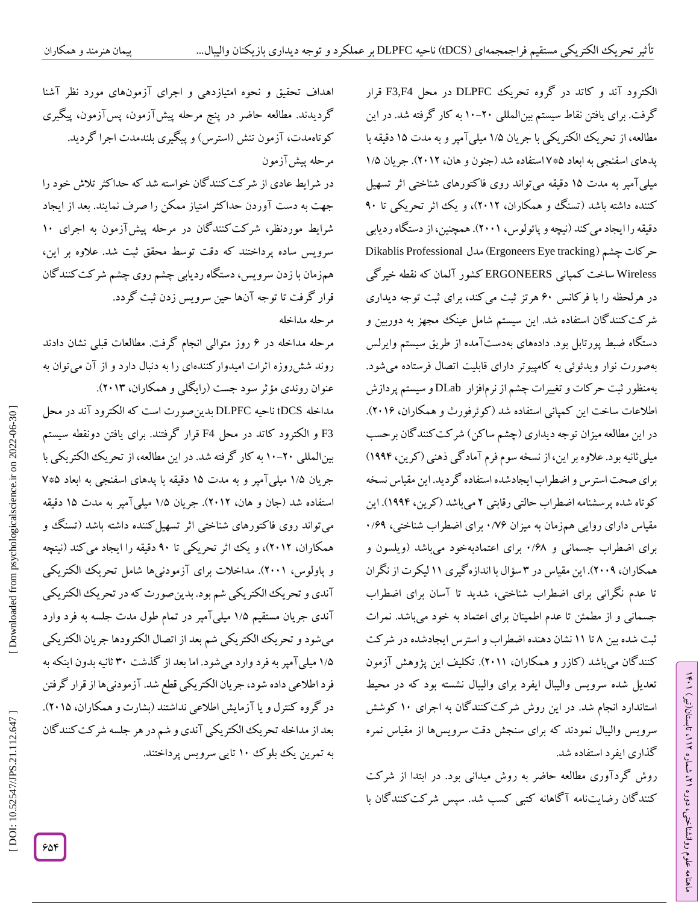الکترود آند و کاتد در گروه تحریک DLPFC در محل F3,F4 قرار گرفت. برای یافتن نقاط سیستم بین‌المللی ۲۰-۱۰ به کار گرفته شد. در این مطالعه، از تحریک الکتریکی با جریان ۱/۵ میلی‌آمپر و به مدت ۱۵ دقیقه با پدهای اسفنجی به ابعاد ۵*۷ استفاده شد (جئون و هان، ۲۰۱۲). جریان ۱/۵ میلی‌آمپر به مدت ۱۵ دقیقه می‌تواند روی فاکتورهای شناختی اثر تسهیل کننده داشته باشد (تسنگ و همکاران، ۲۰۱۲)، و یک اثر تحریکی تا ۹۰ دقیقه را ایجاد می‌کند (نیچه و پائولوس، ۲۰۰۱). همچنین، از دستگاه ردیابی حرکات چشم (Ergoneers Eye tracking) مدل Dikablis Professional Wireless ساخت کمپانی ERGONEERS کشور آلمان که نقطه خیرگی در هرلحظه را با فرکانس ۶۰ هرتز ثبت می‌کند، برای ثبت توجه دیداری شرکت‌کنندگان استفاده شد. این سیستم شامل عینک مجهز به دوربین و دستگاه ضبط پورتابل بود. داده‌های به‌دست‌آمده از طریق سیستم وایرلس به‌صورت نوار ویدئوئی به کامپیوتر دارای قابلیت اتصال فرستاده می‌شود. به‌منظور ثبت حرکات و تغییرات چشم از نرم‌افزار DLab و سیستم پردازش اطلاعات ساخت این کمپانی استفاده شد (کوئرفورث و همکاران، ۲۰۱۶). در این مطالعه میزان توجه دیداری (چشم ساکن) شرکت‌کنندگان برحسب میلی‌ثانیه بود. علاوه بر این، از نسخه سوم فرم آمادگی ذهنی (کرین، ۱۹۹۴) برای صحت استرس و اضطراب ایجادشده استفاده گردید. این مقیاس نسخه کوتاه شده پرسشنامه اضطراب حالتی رقابتی ۲ می‌باشد (کرین، ۱۹۹۴). این مقیاس دارای روایی هم‌زمان به میزان ۰/۷۶ برای اضطراب شناختی، ۰/۶۹ برای اضطراب جسمانی و ۰/۶۸ برای اعتمادبه‌خود می‌باشد (ویلسون و همکاران، ۲۰۰۹). این مقیاس در ۳ سؤال با اندازه‌گیری ۱۱ لیکرت از نگران تا عدم نگرانی برای اضطراب شناختی، شدید تا آسان برای اضطراب جسمانی و از مطمئن تا عدم اطمینان برای اعتماد به خود می‌باشد. نمرات ثبت شده بین ۸ تا ۱۱ نشان دهنده اضطراب و استرس ایجادشده در شرکت کنندگان می‌باشد (کازر و همکاران، ۲۰۱۱). تکلیف این پژوهش آزمون تعدیل شده سرویس والیبال ایفرد برای والیبال نشسته بود که در محیط استاندارد انجام شد. در این روش شرکت‌کنندگان به اجرای ۱۰ کوشش سرویس والیبال نمودند که برای سنجش دقت سرویس‌ها از مقیاس نمره گذاری ایفرد استفاده شد.

روش گردآوری مطالعه حاضر به روش میدانی بود. در ابتدا از شرکت کنندگان رضایت‌نامه آگاهانه کتبی کسب شد. سپس شرکت‌کنندگان با اهداف تحقیق و نحوه امتیازدهی و اجرای آزمون‌های مورد نظر آشنا گردیدند. مطالعه حاضر در پنج مرحله پیش‌آزمون، پس‌آزمون، پیگیری کوتاه‌مدت، آزمون تنش (استرس) و پیگیری بلندمدت اجرا گردید.

مرحله پیش‌آزمون

در شرایط عادی از شرکت‌کنندگان خواسته شد که حداکثر تلاش خود را جهت به دست آوردن حداکثر امتیاز ممکن را صرف نمایند. بعد از ایجاد شرایط موردنظر، شرکت‌کنندگان در مرحله پیش‌آزمون به اجرای ۱۰ سرویس ساده پرداختند که دقت توسط محقق ثبت شد. علاوه بر این، هم‌زمان با زدن سرویس، دستگاه ردیابی چشم روی چشم شرکت‌کنندگان قرار گرفت تا توجه آن‌ها حین سرویس زدن ثبت گردد.

مرحله مداخله

مرحله مداخله در ۶ روز متوالی انجام گرفت. مطالعات قبلی نشان دادند روند شش‌روزه اثرات امیدوارکننده‌ای را به دنبال دارد و از آن می‌توان به عنوان روندی مؤثر سود جست (رایگلی و همکاران، ۲۰۱۳).

مداخله tDCS ناحیه DLPFC بدین‌صورت است که الکترود آند در محل F3 و الکترود کاتد در محل F4 قرار گرفتند. برای یافتن دونقطه سیستم بین‌المللی ۲۰-۱۰ به کار گرفته شد. در این مطالعه، از تحریک الکتریکی با جریان ۱/۵ میلی‌آمپر و به مدت ۱۵ دقیقه با پدهای اسفنجی به ابعاد ۵*۷ استفاده شد (جان و هان، ۲۰۱۲). جریان ۱/۵ میلی‌آمپر به مدت ۱۵ دقیقه می‌تواند روی فاکتورهای شناختی اثر تسهیل‌کننده داشته باشد (تسنگ و همکاران، ۲۰۱۲)، و یک اثر تحریکی تا ۹۰ دقیقه را ایجاد می‌کند (نیتچه و پاولوس، ۲۰۰۱). مداخلات برای آزمودنی‌ها شامل تحریک الکتریکی آندی و تحریک الکتریکی شم بود. بدین‌صورت که در تحریک الکتریکی آندی جریان مستقیم ۱/۵ میلی‌آمپر در تمام طول مدت جلسه به فرد وارد می‌شود و تحریک الکتریکی شم بعد از اتصال الکترودها جریان الکتریکی ۱/۵ میلی‌آمپر به فرد وارد می‌شود. اما بعد از گذشت ۳۰ ثانیه بدون اینکه به فرد اطلاعی داده شود، جریان الکتریکی قطع شد. آزمودنی‌ها از قرار گرفتن در گروه کنترل و یا آزمایش اطلاعی نداشتند (بشارت و همکاران، ۲۰۱۵). بعد از مداخله تحریک الکتریکی آندی و شم در هر جلسه شرکت‌کنندگان به تمرین یک بلوک ۱۰ تایی سرویس پرداختند.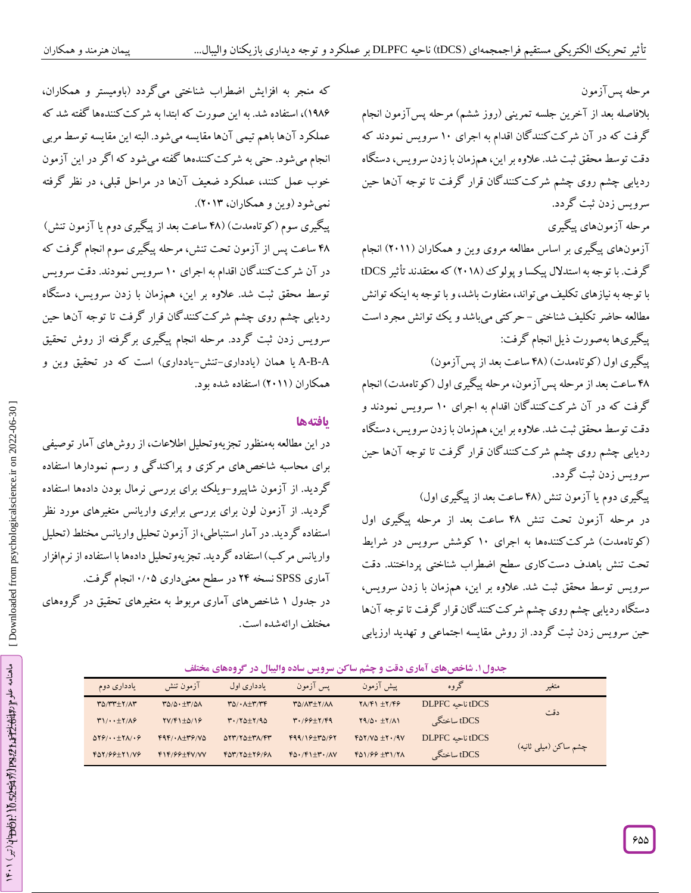مرحله پس‌آزمون

بلافاصله بعد از آخرین جلسه تمرینی (روز ششم) مرحله پس‌آزمون انجام گرفت که در آن شرکت‌کنندگان اقدام به اجرای ۱۰ سرویس نمودند که دقت توسط محقق ثبت شد. علاوه بر این، همزمان با زدن سرویس، دستگاه ردیابی چشم روی چشم شرکت‌کنندگان قرار گرفت تا توجه آن‌ها حین سرویس زدن ثبت گردد.

مرحله آزمون‌های پیگیری

آزمون‌های پیگیری بر اساس مطالعه مروی وین و همکاران (۲۰۱۱) انجام گرفت. با توجه به استدلال پیکسا و پولوک (۲۰۱۸) که معتقدند تأثیر tDCS با توجه به نیازهای تکلیف می‌تواند، متفاوت باشد، و با توجه به اینکه توانش مطالعه حاضر تکلیف شناختی - حرکتی می‌باشد و یک توانش مجرد است پیگیری‌ها به‌صورت ذیل انجام گرفت:

پیگیری اول (کوتاه‌مدت) (۴۸ ساعت بعد از پس‌آزمون)

۴۸ ساعت بعد از مرحله پس‌آزمون، مرحله پیگیری اول (کوتاه‌مدت) انجام گرفت که در آن شرکت‌کنندگان اقدام به اجرای ۱۰ سرویس نمودند و دقت توسط محقق ثبت شد. علاوه بر این، همزمان با زدن سرویس، دستگاه ردیابی چشم روی چشم شرکت‌کنندگان قرار گرفت تا توجه آن‌ها حین سرویس زدن ثبت گردد.

پیگیری دوم یا آزمون تنش (۴۸ ساعت بعد از پیگیری اول)

در مرحله آزمون تحت تنش ۴۸ ساعت بعد از مرحله پیگیری اول (کوتاه‌مدت) شرکت‌کننده‌ها به اجرای ۱۰ کوشش سرویس در شرایط تحت تنش باهدف دست‌کاری سطح اضطراب شناختی پرداختند. دقت سرویس توسط محقق ثبت شد. علاوه بر این، همزمان با زدن سرویس، دستگاه ردیابی چشم روی چشم شرکت‌کنندگان قرار گرفت تا توجه آن‌ها حین سرویس زدن ثبت گردد. از روش مقایسه اجتماعی و تهدید ارزیابی که منجر به افزایش اضطراب شناختی می‌گردد (باومیستر و همکاران، ۱۹۸۶)، استفاده شد. به این صورت که ابتدا به شرکت‌کننده‌ها گفته شد که عملکرد آن‌ها باهم تیمی آن‌ها مقایسه می‌شود. البته این مقایسه توسط مربی انجام می‌شود. حتی به شرکت‌کننده‌ها گفته می‌شود که اگر در این آزمون خوب عمل کنند، عملکرد ضعیف آن‌ها در مراحل قبلی، در نظر گرفته نمی‌شود (وین و همکاران، ۲۰۱۳).

پیگیری سوم (کوتاه‌مدت) (۴۸ ساعت بعد از پیگیری دوم یا آزمون تنش)

۴۸ ساعت پس از آزمون تحت تنش، مرحله پیگیری سوم انجام گرفت که در آن شرکت‌کنندگان اقدام به اجرای ۱۰ سرویس نمودند. دقت سرویس توسط محقق ثبت شد. علاوه بر این، همزمان با زدن سرویس، دستگاه ردیابی چشم روی چشم شرکت‌کنندگان قرار گرفت تا توجه آن‌ها حین سرویس زدن ثبت گردد. مرحله انجام پیگیری برگرفته از روش تحقیق A-B-A یا همان (یادداری-تنش-یادداری) است که در تحقیق وین و همکاران (۲۰۱۱) استفاده شده بود.

## یافته‌ها

در این مطالعه به‌منظور تجزیه‌وتحلیل اطلاعات، از روش‌های آمار توصیفی برای محاسبه شاخص‌های مرکزی و پراکندگی و رسم نمودارها استفاده گردید. از آزمون شاپیرو-ویلک برای بررسی نرمال بودن داده‌ها استفاده گردید. از آزمون لون برای بررسی برابری واریانس متغیرهای مورد نظر استفاده گردید. در آمار استنباطی، از آزمون تحلیل واریانس مختلط (تحلیل واریانس مرکب) استفاده گردید. تجزیه‌وتحلیل داده‌ها با استفاده از نرم‌افزار آماری SPSS نسخه ۲۴ در سطح معنی‌داری ۰/۰۵ انجام گرفت.

در جدول ۱ شاخص‌های آماری مربوط به متغیرهای تحقیق در گروه‌های مختلف ارائه‌شده است.

جدول ۱. شاخص‌های آماری دقت و چشم ساکن سرویس ساده والیبال در گروه‌های مختلف

| متغیر | گروه | پیش آزمون | پس آزمون | یادداری اول | آزمون تنش | یادداری دوم |
|---|---|---|---|---|---|---|
| دقت | tDCS ناحیه DLPFC | ۲۸/۴۱ ±۲/۴۶ | ۳۵/۸۳±۲/۸۸ | ۳۵/۰۸±۳/۳۴ | ۳۵/۵۰±۳/۵۸ | ۳۵/۳۳±۲/۸۳ |
| | tDCS ساختگی | ۲۹/۵۰ ±۲/۸۱ | ۳۰/۶۶±۲/۴۹ | ۳۰/۲۵±۲/۹۵ | ۲۷/۴۱±۵/۱۶ | ۳۱/۰۰±۲/۸۶ |
| چشم ساکن (میلی ثانیه) | tDCS ناحیه DLPFC | ۴۵۲/۷۵ ±۲۰/۹۷ | ۴۹۹/۱۶±۳۵/۶۲ | ۵۲۳/۲۵±۳۸/۴۳ | ۴۹۴/۰۸±۳۶/۷۵ | ۵۲۶/۰۰±۲۸/۰۶ |
| | tDCS ساختگی | ۴۵۱/۶۶ ±۳۱/۲۸ | ۴۵۰/۴۱±۳۰/۸۷ | ۴۵۳/۲۵±۲۶/۶۸ | ۴۱۴/۶۶±۴۷/۷۷ | ۴۵۲/۶۶±۲۱/۷۶ |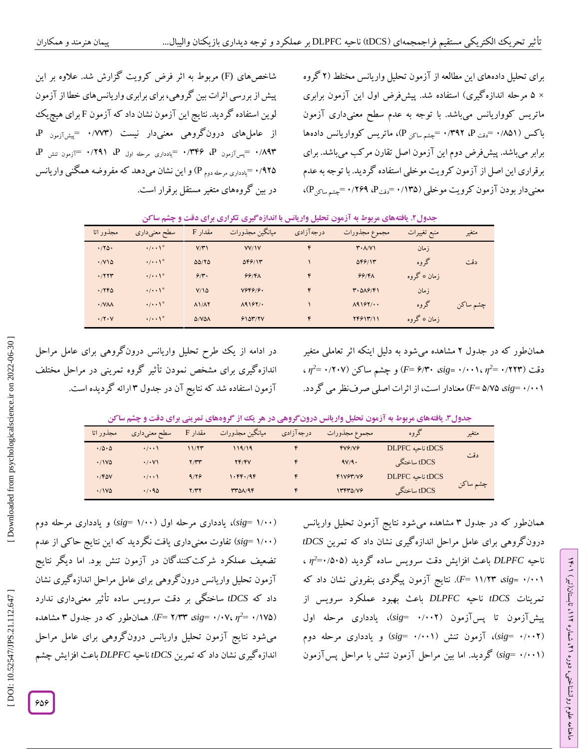برای تحلیل داده‌های این مطالعه از آزمون تحلیل واریانس مختلط (۲ گروه × ۵ مرحله اندازه‌گیری) استفاده شد. پیش‌فرض اول این آزمون برابری ماتریس کوواریانس می‌باشد. با توجه به عدم سطح معنی‌داری آزمون باکس (۰/۸۵۱ =دقت P، ۰/۳۹۲ =چشم ساکن P)، ماتریس کوواریانس داده‌ها برابر می‌باشد. پیش‌فرض دوم این آزمون اصل تقارن مرکب می‌باشد. برای برقراری این اصل از آزمون کرویت موخلی استفاده گردید. با توجه به عدم معنی‌دار بودن آزمون کرویت موخلی (۰/۱۳۵ =دقت P، ۰/۲۶۹ =چشم ساکن P)، شاخص‌های (F) مربوط به اثر فرض کرویت گزارش شد. علاوه بر این پیش از بررسی اثرات بین گروهی، برای برابری واریانس‌های خطا از آزمون لوین استفاده گردید. نتایج این آزمون نشان داد که آزمون F برای هیچ‌یک از عامل‌های درون‌گروهی معنی‌دار نیست (۰/۷۷۳ =پیش‌آزمون P، ۰/۸۹۳ =پس‌آزمون P، ۰/۳۴۶ =یادداری مرحله اول P، ۰/۲۹۱ =آزمون تنش P، ۰/۹۲۵ =یادداری مرحله دوم P) و این نشان می‌دهد که مفروضه همگنی واریانس در بین گروه‌های متغیر مستقل برقرار است.

**جدول۲. یافته‌های مربوط به آزمون تحلیل واریانس با اندازه‌گیری تکراری برای دقت و چشم ساکن**

| متغیر | منبع تغییرات | مجموع مجذورات | درجه‌آزادی | میانگین مجذورات | مقدار F | سطح معنی‌داری | مجذور اتا |
|---|---|---|---|---|---|---|---|
| دقت | زمان | ۳۰۸/۷۱ | ۴ | ۷۷/۱۷ | ۷/۳۱ | ۰/۰۰۱* | ۰/۲۵۰ |
| | گروه | ۵۴۶/۱۳ | ۱ | ۵۴۶/۱۳ | ۵۵/۲۵ | ۰/۰۰۱* | ۰/۷۱۵ |
| | زمان * گروه | ۶۶/۴۸ | ۴ | ۶۶/۴۸ | ۶/۳۰ | ۰/۰۰۱* | ۰/۲۲۳ |
| چشم ساکن | زمان | ۳۰۵۸۶/۴۱ | ۴ | ۷۶۴۶/۶۰ | ۷/۱۵ | ۰/۰۰۱* | ۰/۲۴۵ |
| | گروه | ۸۹۱۶۲/۰۰ | ۱ | ۸۹۱۶۲/۰ | ۸۱/۸۲ | ۰/۰۰۱* | ۰/۷۸۸ |
| | زمان * گروه | ۲۴۶۱۳/۱۱ | ۴ | ۶۱۵۳/۲۷ | ۵/۷۵۸ | ۰/۰۰۱* | ۰/۲۰۷ |

همان‌طور که در جدول ۲ مشاهده می‌شود به دلیل اینکه اثر تعاملی متغیر دقت (۰/۲۲۳ =$\eta^2$، ۰/۰۰۱ =*sig*، ۶/۳۰ =*F*) و چشم ساکن (۰/۲۰۷ =$\eta^2$، ۰/۰۰۱ =*sig*، ۵/۷۵ =*F*) معنادار است، از اثرات اصلی صرف‌نظر می گردد.

در ادامه از یک طرح تحلیل واریانس درون‌گروهی برای عامل مراحل اندازه‌گیری برای مشخص نمودن تأثیر گروه تمرینی در مراحل مختلف آزمون استفاده شد که نتایج آن در جدول ۳ ارائه گردیده است.

**جدول۳. یافته‌های مربوط به آزمون تحلیل واریانس درون‌گروهی در هر یک از گروه‌های تمرینی برای دقت و چشم ساکن**

| متغیر | گروه | مجموع مجذورات | درجه‌آزادی | میانگین مجذورات | مقدار F | سطح معنی‌داری | مجذور اتا |
|---|---|---|---|---|---|---|---|
| دقت | tDCS ناحیه DLPFC | ۴۷۶/۷۶ | ۴ | ۱۱۹/۱۹ | ۱۱/۲۳ | ۰/۰۰۱ | ۰/۵۰۵ |
| | tDCS ساختگی | ۹۷/۹۰ | ۴ | ۲۴/۴۷ | ۲/۳۳ | ۰/۰۷۱ | ۰/۱۷۵ |
| چشم ساکن | tDCS ناحیه DLPFC | ۴۱۷۶۳/۷۶ | ۴ | ۱۰۴۴۰/۹۴ | ۹/۲۶ | ۰/۰۰۱ | ۰/۴۵۷ |
| | tDCS ساختگی | ۱۳۴۳۵/۷۶ | ۴ | ۳۳۵۸/۹۴ | ۲/۳۲ | ۰/۰۹۵ | ۰/۱۷۵ |

همان‌طور که در جدول ۳ مشاهده می‌شود نتایج آزمون تحلیل واریانس درون‌گروهی برای عامل مراحل اندازه‌گیری نشان داد که تمرین *tDCS* ناحیه *DLPFC* باعث افزایش دقت سرویس ساده گردید (۰/۵۰۵=$\eta^2$، ۰/۰۰۱ =*sig*، ۱۱/۲۳ =*F*). نتایج آزمون پیگردی بنفرونی نشان داد که تمرینات *tDCS* ناحیه *DLPFC* باعث بهبود عملکرد سرویس از پیش‌آزمون تا پس‌آزمون (۰/۰۰۲ =*sig*)، یادداری مرحله اول (۰/۰۰۲ =*sig*)، آزمون تنش (۰/۰۰۱ =*sig*) و یادداری مرحله دوم (۰/۰۰۱ =*sig*) گردید. اما بین مراحل آزمون تنش با مراحل پس‌آزمون (۱/۰۰ =*sig*)، یادداری مرحله اول (۱/۰۰ =*sig*) و یادداری مرحله دوم (۱/۰۰ =*sig*) تفاوت معنی‌داری یافت نگردید که این نتایج حاکی از عدم تضعیف عملکرد شرکت‌کنندگان در آزمون تنش بود. اما دیگر نتایج آزمون تحلیل واریانس درون‌گروهی برای عامل مراحل اندازه‌گیری نشان داد که *tDCS* ساختگی بر دقت سرویس ساده تأثیر معنی‌داری ندارد (۰/۱۷۵ =$\eta^2$، ۰/۰۷ =*sig*، ۲/۳۳ =*F*). همان‌طور که در جدول ۳ مشاهده می‌شود نتایج آزمون تحلیل واریانس درون‌گروهی برای عامل مراحل اندازه‌گیری نشان داد که تمرین *tDCS* ناحیه *DLPFC* باعث افزایش چشم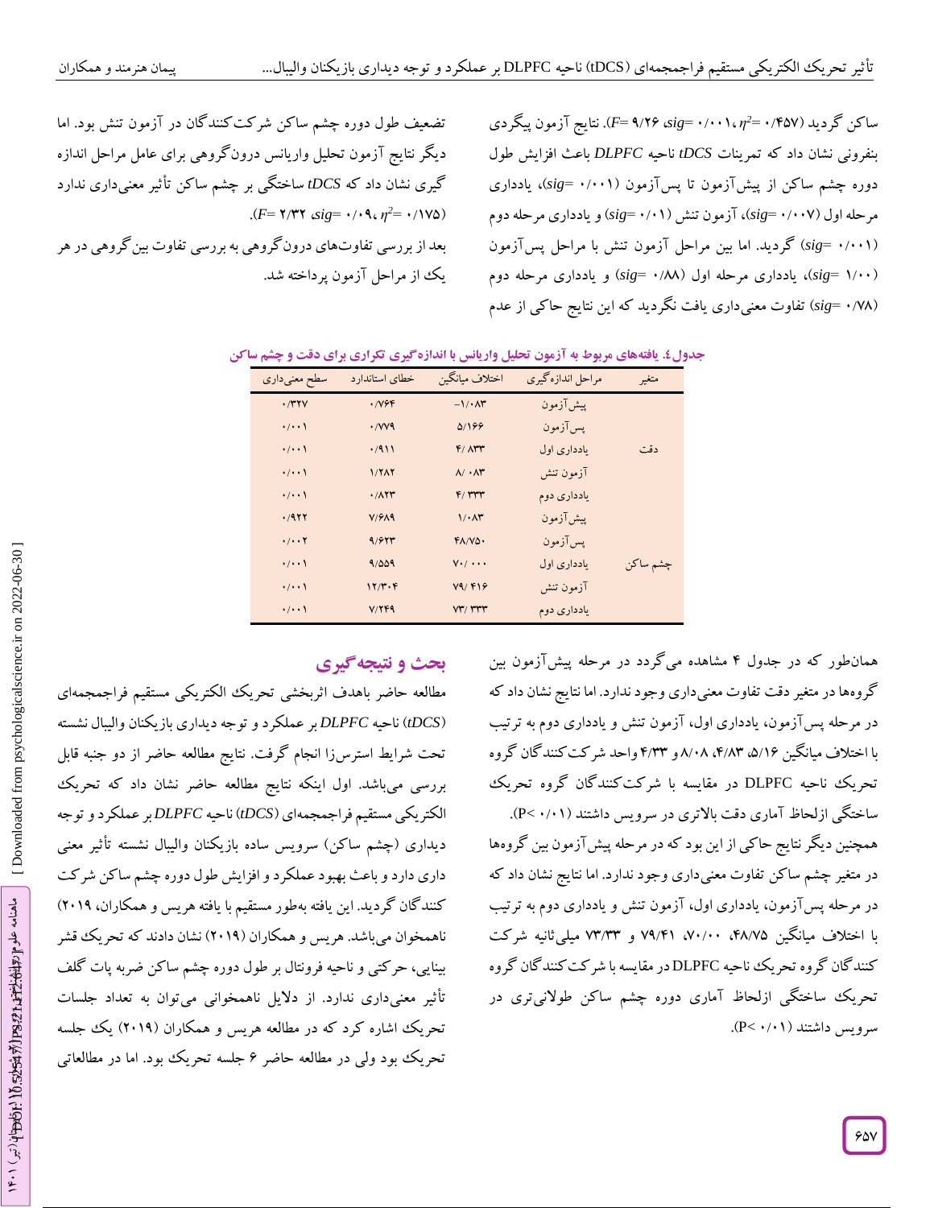ساکن گردید ($F= ۹/۲۶$، $sig= ۰/۰۰۱$، $\eta^2= ۰/۴۵۷$). نتایج آزمون پیگردی بنفرونی نشان داد که تمرینات *tDCS* ناحیه *DLPFC* باعث افزایش طول دوره چشم ساکن از پیش‌آزمون تا پس‌آزمون ($sig= ۰/۰۰۱$)، یادداری مرحله اول ($sig= ۰/۰۰۷$)، آزمون تنش ($sig= ۰/۰۱$) و یادداری مرحله دوم ($sig= ۰/۰۰۱$) گردید. اما بین مراحل آزمون تنش با مراحل پس‌آزمون ($sig= ۱/۰۰$)، یادداری مرحله اول ($sig= ۰/۸۸$) و یادداری مرحله دوم ($sig= ۰/۷۸$) تفاوت معنی‌داری یافت نگردید که این نتایج حاکی از عدم تضعیف طول دوره چشم ساکن شرکت‌کنندگان در آزمون تنش بود. اما دیگر نتایج آزمون تحلیل واریانس درون‌گروهی برای عامل مراحل اندازه گیری نشان داد که *tDCS* ساختگی بر چشم ساکن تأثیر معنی‌داری ندارد ($F= ۲/۳۲$، $sig= ۰/۰۹$، $\eta^2= ۰/۱۷۵$).

بعد از بررسی تفاوت‌های درون‌گروهی به بررسی تفاوت بین‌گروهی در هر یک از مراحل آزمون پرداخته شد.

**جدول ٤. یافته‌های مربوط به آزمون تحلیل واریانس با اندازه‌گیری تکراری برای دقت و چشم ساکن**

| متغیر | مراحل اندازه‌گیری | اختلاف میانگین | خطای استاندارد | سطح معنی‌داری |
|---|---|---|---|---|
| دقت | پیش‌آزمون | -۱/۰۸۳ | ۰/۷۶۴ | ۰/۳۲۷ |
| | پس‌آزمون | ۵/۱۶۶ | ۰/۷۷۹ | ۰/۰۰۱ |
| | یادداری اول | ۴/ ۸۳۳ | ۰/۹۱۱ | ۰/۰۰۱ |
| | آزمون تنش | ۸/ ۰۸۳ | ۱/۲۸۲ | ۰/۰۰۱ |
| | یادداری دوم | ۴/ ۳۳۳ | ۰/۸۲۳ | ۰/۰۰۱ |
| چشم ساکن | پیش‌آزمون | ۱/۰۸۳ | ۷/۶۸۹ | ۰/۹۲۲ |
| | پس‌آزمون | ۴۸/۷۵۰ | ۹/۶۲۳ | ۰/۰۰۲ |
| | یادداری اول | ۷۰/ ۰۰۰ | ۹/۵۵۹ | ۰/۰۰۱ |
| | آزمون تنش | ۷۹/ ۴۱۶ | ۱۲/۳۰۴ | ۰/۰۰۱ |
| | یادداری دوم | ۷۳/ ۳۳۳ | ۷/۲۴۹ | ۰/۰۰۱ |

همان‌طور که در جدول ۴ مشاهده می‌گردد در مرحله پیش‌آزمون بین گروه‌ها در متغیر دقت تفاوت معنی‌داری وجود ندارد. اما نتایج نشان داد که در مرحله پس‌آزمون، یادداری اول، آزمون تنش و یادداری دوم به ترتیب با اختلاف میانگین ۵/۱۶، ۴/۸۳، ۸/۰۸ و ۴/۳۳ واحد شرکت‌کنندگان گروه تحریک ناحیه DLPFC در مقایسه با شرکت‌کنندگان گروه تحریک ساختگی ازلحاظ آماری دقت بالاتری در سرویس داشتند ($P< ۰/۰۱$).

همچنین دیگر نتایج حاکی از این بود که در مرحله پیش‌آزمون بین گروه‌ها در متغیر چشم ساکن تفاوت معنی‌داری وجود ندارد. اما نتایج نشان داد که در مرحله پس‌آزمون، یادداری اول، آزمون تنش و یادداری دوم به ترتیب با اختلاف میانگین ۴۸/۷۵، ۷۰/۰۰، ۷۹/۴۱ و ۷۳/۳۳ میلی‌ثانیه شرکت کنندگان گروه تحریک ناحیه DLPFC در مقایسه با شرکت‌کنندگان گروه تحریک ساختگی ازلحاظ آماری دوره چشم ساکن طولانی‌تری در سرویس داشتند ($P< ۰/۰۱$).

## بحث و نتیجه‌گیری

مطالعه حاضر باهدف اثربخشی تحریک الکتریکی مستقیم فراجمجمه‌ای (*tDCS*) ناحیه *DLPFC* بر عملکرد و توجه دیداری بازیکنان والیبال نشسته تحت شرایط استرس‌زا انجام گرفت. نتایج مطالعه حاضر از دو جنبه قابل بررسی می‌باشد. اول اینکه نتایج مطالعه حاضر نشان داد که تحریک الکتریکی مستقیم فراجمجمه‌ای (*tDCS*) ناحیه *DLPFC* بر عملکرد و توجه دیداری (چشم ساکن) سرویس ساده بازیکنان والیبال نشسته تأثیر معنی داری دارد و باعث بهبود عملکرد و افزایش طول دوره چشم ساکن شرکت کنندگان گردید. این یافته به‌طور مستقیم با یافته هریس و همکاران، ۲۰۱۹) ناهمخوان می‌باشد. هریس و همکاران (۲۰۱۹) نشان دادند که تحریک قشر بینایی، حرکتی و ناحیه فرونتال بر طول دوره چشم ساکن ضربه پات گلف تأثیر معنی‌داری ندارد. از دلایل ناهمخوانی می‌توان به تعداد جلسات تحریک اشاره کرد که در مطالعه هریس و همکاران (۲۰۱۹) یک جلسه تحریک بود ولی در مطالعه حاضر ۶ جلسه تحریک بود. اما در مطالعاتی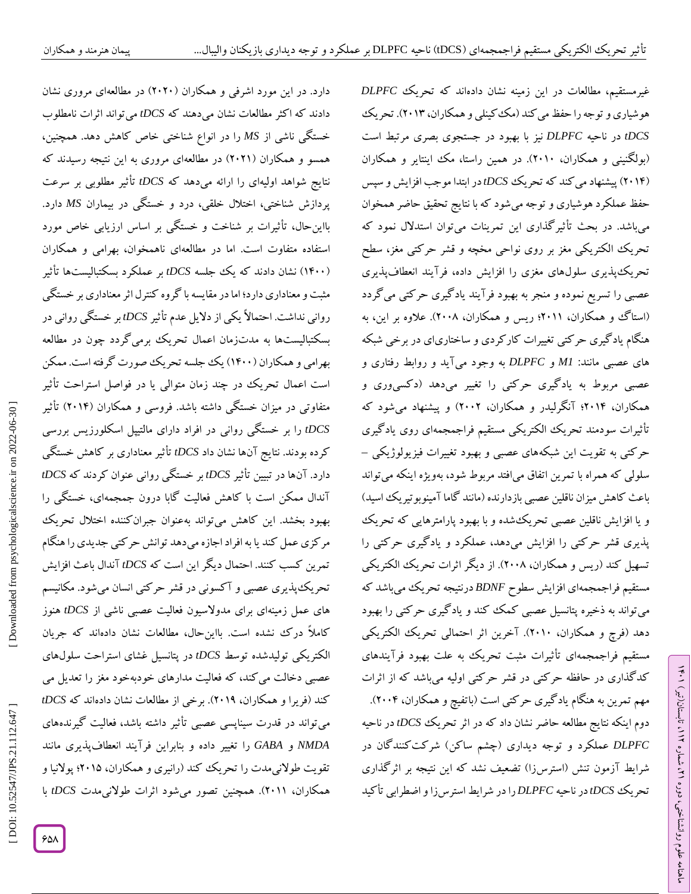غیرمستقیم، مطالعات در این زمینه نشان داده‌اند که تحریک *DLPFC* هوشیاری و توجه را حفظ می‌کند (مک‌کینلی و همکاران، ۲۰۱۳). تحریک *tDCS* در ناحیه *DLPFC* نیز با بهبود در جستجوی بصری مرتبط است (بولگنینی و همکاران، ۲۰۱۰). در همین راستا، مک اینتایر و همکاران (۲۰۱۴) پیشنهاد می‌کند که تحریک *tDCS* در ابتدا موجب افزایش و سپس حفظ عملکرد هوشیاری و توجه می‌شود که با نتایج تحقیق حاضر همخوان می‌باشد. در بحث تأثیرگذاری این تمرینات می‌توان استدلال نمود که تحریک الکتریکی مغز بر روی نواحی مخچه و قشر حرکتی مغز، سطح تحریک‌پذیری سلول‌های مغزی را افزایش داده، فرآیند انعطاف‌پذیری عصبی را تسریع نموده و منجر به بهبود فرآیند یادگیری حرکتی می‌گردد (استاگ و همکاران، ۲۰۱۱؛ ریس و همکاران، ۲۰۰۸). علاوه بر این، به هنگام یادگیری حرکتی تغییرات کارکردی و ساختاری‌ای در برخی شبکه های عصبی مانند: *M1* و *DLPFC* به وجود می‌آید و روابط رفتاری و عصبی مربوط به یادگیری حرکتی را تغییر می‌دهد (دکسی‌وری و همکاران، ۲۰۱۴؛ آنگرلیدر و همکاران، ۲۰۰۲) و پیشنهاد می‌شود که تأثیرات سودمند تحریک الکتریکی مستقیم فراجمجمه‌ای روی یادگیری حرکتی به تقویت این شبکه‌های عصبی و بهبود تغییرات فیزیولوژیکی – سلولی که همراه با تمرین اتفاق می‌افتد مربوط شود، به‌ویژه اینکه می‌تواند باعث کاهش میزان ناقلین عصبی بازدارنده (مانند گاما آمینوبوتیریک اسید) و یا افزایش ناقلین عصبی تحریک‌شده و با بهبود پارامترهایی که تحریک پذیری قشر حرکتی را افزایش می‌دهد، عملکرد و یادگیری حرکتی را تسهیل کند (ریس و همکاران، ۲۰۰۸). از دیگر اثرات تحریک الکتریکی مستقیم فراجمجمه‌ای افزایش سطوح *BDNF* درنتیجه تحریک می‌باشد که می‌تواند به ذخیره پتانسیل عصبی کمک کند و یادگیری حرکتی را بهبود دهد (فرج و همکاران، ۲۰۱۰). آخرین اثر احتمالی تحریک الکتریکی مستقیم فراجمجمه‌ای تأثیرات مثبت تحریک به علت بهبود فرآیندهای کدگذاری در حافظه حرکتی در قشر حرکتی اولیه می‌باشد که از اثرات مهم تمرین به هنگام یادگیری حرکتی است (باتفیچ و همکاران، ۲۰۰۴).

دوم اینکه نتایج مطالعه حاضر نشان داد که در اثر تحریک *tDCS* در ناحیه *DLPFC* عملکرد و توجه دیداری (چشم ساکن) شرکت‌کنندگان در شرایط آزمون تنش (استرس‌زا) تضعیف نشد که این نتیجه بر اثرگذاری تحریک *tDCS* در ناحیه *DLPFC* را در شرایط استرس‌زا و اضطرابی تأکید دارد. در این مورد اشرفی و همکاران (۲۰۲۰) در مطالعه‌ای مروری نشان دادند که اکثر مطالعات نشان می‌دهند که *tDCS* می‌تواند اثرات نامطلوب خستگی ناشی از *MS* را در انواع شناختی خاص کاهش دهد. همچنین، همسو و همکاران (۲۰۲۱) در مطالعه‌ای مروری به این نتیجه رسیدند که نتایج شواهد اولیه‌ای را ارائه می‌دهد که *tDCS* تأثیر مطلوبی بر سرعت پردازش شناختی، اختلال خلقی، درد و خستگی در بیماران *MS* دارد. بااین‌حال، تأثیرات بر شناخت و خستگی بر اساس ارزیابی خاص مورد استفاده متفاوت است. اما در مطالعه‌ای ناهمخوان، بهرامی و همکاران (۱۴۰۰) نشان دادند که یک جلسه *tDCS* بر عملکرد بسکتبالیست‌ها تأثیر مثبت و معناداری دارد؛ اما در مقایسه با گروه کنترل اثر معناداری بر خستگی روانی نداشت. احتمالاً یکی از دلایل عدم تأثیر *tDCS* بر خستگی روانی در بسکتبالیست‌ها به مدت‌زمان اعمال تحریک برمی‌گردد چون در مطالعه بهرامی و همکاران (۱۴۰۰) یک جلسه تحریک صورت گرفته است. ممکن است اعمال تحریک در چند زمان متوالی یا در فواصل استراحت تأثیر متفاوتی در میزان خستگی داشته باشد. فروسی و همکاران (۲۰۱۴) تأثیر *tDCS* را بر خستگی روانی در افراد دارای مالتیپل اسکلورزیس بررسی کرده بودند. نتایج آن‌ها نشان داد *tDCS* تأثیر معناداری بر کاهش خستگی دارد. آن‌ها در تبیین تأثیر *tDCS* بر خستگی روانی عنوان کردند که *tDCS* آندال ممکن است با کاهش فعالیت گابا درون جمجمه‌ای، خستگی را بهبود بخشد. این کاهش می‌تواند به‌عنوان جبران‌کننده اختلال تحریک مرکزی عمل کند یا به افراد اجازه می‌دهد توانش حرکتی جدیدی را هنگام تمرین کسب کنند. احتمال دیگر این است که *tDCS* آندال باعث افزایش تحریک‌پذیری عصبی و آکسونی در قشر حرکتی انسان می‌شود. مکانیسم های عمل زمینه‌ای برای مدولاسیون فعالیت عصبی ناشی از *tDCS* هنوز کاملاً درک نشده است. بااین‌حال، مطالعات نشان داده‌اند که جریان الکتریکی تولیدشده توسط *tDCS* در پتانسیل غشای استراحت سلول‌های عصبی دخالت می‌کند، که فعالیت مدارهای خودبه‌خود مغز را تعدیل می کند (فریرا و همکاران، ۲۰۱۹). برخی از مطالعات نشان داده‌اند که *tDCS* می‌تواند در قدرت سیناپسی عصبی تأثیر داشته باشد، فعالیت گیرنده‌های *NMDA* و *GABA* را تغییر داده و بنابراین فرآیند انعطاف‌پذیری مانند تقویت طولانی‌مدت را تحریک کند (رانیری و همکاران، ۲۰۱۵؛ پولانیا و همکاران، ۲۰۱۱). همچنین تصور می‌شود اثرات طولانی‌مدت *tDCS* با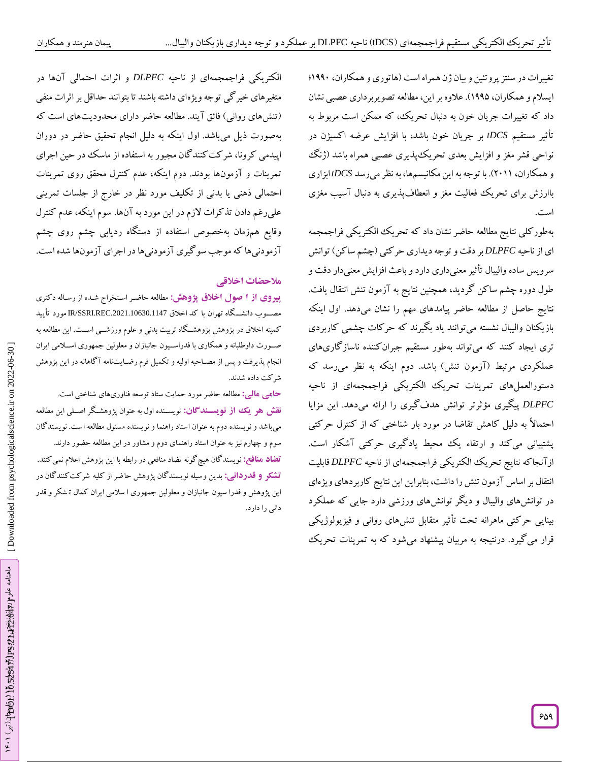تغییرات در سنتز پروتئین و بیان ژن همراه است (هاتوری و همکاران، ۱۹۹۰؛ ایسلام و همکاران، ۱۹۹۵). علاوه بر این، مطالعه تصویربرداری عصبی نشان داد که تغییرات جریان خون به دنبال تحریک، که ممکن است مربوط به تأثیر مستقیم *tDCS* بر جریان خون باشد، با افزایش عرضه اکسیژن در نواحی قشر مغز و افزایش بعدی تحریک‌پذیری عصبی همراه باشد (ژنگ و همکاران، ۲۰۱۱). با توجه به این مکانیسم‌ها، به نظر می‌رسد *tDCS* ابزاری باارزش برای تحریک فعالیت مغز و انعطاف‌پذیری به دنبال آسیب مغزی است.

به‌طورکلی نتایج مطالعه حاضر نشان داد که تحریک الکتریکی فراجمجمه ای از ناحیه *DLPFC* بر دقت و توجه دیداری حرکتی (چشم ساکن) توانش سرویس ساده والیبال تأثیر معنی‌داری دارد و باعث افزایش معنی‌دار دقت و طول دوره چشم ساکن گردید، همچنین نتایج به آزمون تنش انتقال یافت. نتایج حاصل از مطالعه حاضر پیامدهای مهم را نشان می‌دهد. اول اینکه بازیکنان والیبال نشسته می‌توانند یاد بگیرند که حرکات چشمی کاربردی تری ایجاد کنند که می‌تواند به‌طور مستقیم جبران‌کننده ناسازگاری‌های عملکردی مرتبط (آزمون تنش) باشد. دوم اینکه به نظر می‌رسد که دستورالعمل‌های تمرینات تحریک الکتریکی فراجمجمه‌ای از ناحیه *DLPFC* پیگیری مؤثرتر توانش هدف‌گیری را ارائه می‌دهد. این مزایا احتمالاً به دلیل کاهش تقاضا در مورد بار شناختی که از کنترل حرکتی پشتیبانی می‌کند و ارتقاء یک محیط یادگیری حرکتی آشکار است. ازآنجاکه نتایج تحریک الکتریکی فراجمجمه‌ای از ناحیه *DLPFC* قابلیت انتقال بر اساس آزمون تنش را داشت، بنابراین این نتایج کاربردهای ویژه‌ای در توانش‌های والیبال و دیگر توانش‌های ورزشی دارد جایی که عملکرد بینایی حرکتی ماهرانه تحت تأثیر متقابل تنش‌های روانی و فیزیولوژیکی قرار می‌گیرد. درنتیجه به مربیان پیشنهاد می‌شود که به تمرینات تحریک الکتریکی فراجمجمه‌ای از ناحیه *DLPFC* و اثرات احتمالی آن‌ها در متغیرهای خیرگی توجه ویژه‌ای داشته باشند تا بتوانند حداقل بر اثرات منفی (تنش‌های روانی) فائق آیند. مطالعه حاضر دارای محدودیت‌هایی است که به‌صورت ذیل می‌باشد. اول اینکه به دلیل انجام تحقیق حاضر در دوران اپیدمی کرونا، شرکت‌کنندگان مجبور به استفاده از ماسک در حین اجرای تمرینات و آزمون‌ها بودند. دوم اینکه، عدم کنترل محقق روی تمرینات احتمالی ذهنی یا بدنی از تکلیف مورد نظر در خارج از جلسات تمرینی علی‌رغم دادن تذکرات لازم در این مورد به آن‌ها. سوم اینکه، عدم کنترل وقایع همزمان به‌خصوص استفاده از دستگاه ردیابی چشم روی چشم آزمودنی‌ها که موجب سوگیری آزمودنی‌ها در اجرای آزمون‌ها شده است.

## ملاحظات اخلاقی

**پیروی از اصول اخلاق پژوهش:** مطالعه حاضر استخراج شده از رساله دکتری مصوب دانشگاه تهران با کد اخلاق IR/SSRI.REC.2021.10630.1147 مورد تأیید کمیته اخلاق در پژوهش پژوهشگاه تربیت بدنی و علوم ورزشی است. این مطالعه به صورت داوطلبانه و همکاری با فدراسیون جانبازان و معلولین جمهوری اسلامی ایران انجام پذیرفت و پس از مصاحبه اولیه و تکمیل فرم رضایت‌نامه آگاهانه در این پژوهش شرکت داده شدند.

**حامی مالی:** مطالعه حاضر مورد حمایت ستاد توسعه فناوری‌های شناختی است.

**نقش هر یک از نویسندگان:** نویسنده اول به عنوان پژوهشگر اصلی این مطالعه می‌باشد و نویسنده دوم به عنوان استاد راهنما و نویسنده مسئول مطالعه است. نویسندگان سوم و چهارم نیز به عنوان استاد راهنمای دوم و مشاور در این مطالعه حضور دارند.

**تضاد منافع:** نویسندگان هیچ‌گونه تضاد منافعی در رابطه با این پژوهش اعلام نمی‌کنند.

**تشکر و قدردانی:** بدین وسیله نویسندگان پژوهش حاضر از کلیه شرکت‌کنندگان در این پژوهش و فدراسیون جانبازان و معلولین جمهوری اسلامی ایران کمال تشکر و قدردانی را دارد.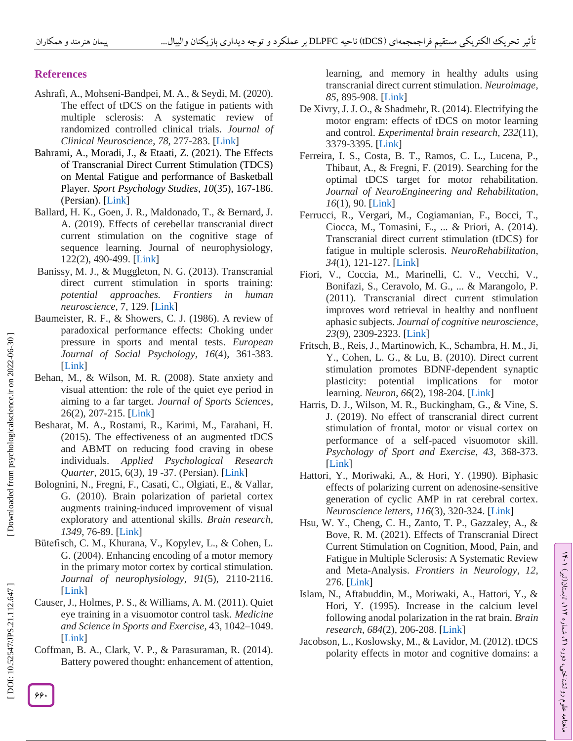## References

Ashrafi, A., Mohseni-Bandpei, M. A., & Seydi, M. (2020). The effect of tDCS on the fatigue in patients with multiple sclerosis: A systematic review of randomized controlled clinical trials. *Journal of Clinical Neuroscience*, *78*, 277-283. [Link]

Bahrami, A., Moradi, J., & Etaati, Z. (2021). The Effects of Transcranial Direct Current Stimulation (TDCS) on Mental Fatigue and performance of Basketball Player. *Sport Psychology Studies*, *10*(35), 167-186. (Persian). [Link]

Ballard, H. K., Goen, J. R., Maldonado, T., & Bernard, J. A. (2019). Effects of cerebellar transcranial direct current stimulation on the cognitive stage of sequence learning. Journal of neurophysiology, 122(2), 490-499. [Link]

Banissy, M. J., & Muggleton, N. G. (2013). Transcranial direct current stimulation in sports training: *potential approaches. Frontiers in human neuroscience*, 7, 129. [Link]

Baumeister, R. F., & Showers, C. J. (1986). A review of paradoxical performance effects: Choking under pressure in sports and mental tests. *European Journal of Social Psychology*, *16*(4), 361-383. [Link]

Behan, M., & Wilson, M. R. (2008). State anxiety and visual attention: the role of the quiet eye period in aiming to a far target. *Journal of Sports Sciences*, 26(2), 207-215. [Link]

Besharat, M. A., Rostami, R., Karimi, M., Farahani, H. (2015). The effectiveness of an augmented tDCS and ABMT on reducing food craving in obese individuals. *Applied Psychological Research Quarter*, 2015, 6(3), 19 -37. (Persian). [Link]

Bolognini, N., Fregni, F., Casati, C., Olgiati, E., & Vallar, G. (2010). Brain polarization of parietal cortex augments training-induced improvement of visual exploratory and attentional skills. *Brain research*, *1349*, 76-89. [Link]

Bütefisch, C. M., Khurana, V., Kopylev, L., & Cohen, L. G. (2004). Enhancing encoding of a motor memory in the primary motor cortex by cortical stimulation. *Journal of neurophysiology*, *91*(5), 2110-2116. [Link]

Causer, J., Holmes, P. S., & Williams, A. M. (2011). Quiet eye training in a visuomotor control task. *Medicine and Science in Sports and Exercise*, 43, 1042–1049. [Link]

Coffman, B. A., Clark, V. P., & Parasuraman, R. (2014). Battery powered thought: enhancement of attention, learning, and memory in healthy adults using transcranial direct current stimulation. *Neuroimage*, *85*, 895-908. [Link]

De Xivry, J. J. O., & Shadmehr, R. (2014). Electrifying the motor engram: effects of tDCS on motor learning and control. *Experimental brain research*, *232*(11), 3379-3395. [Link]

Ferreira, I. S., Costa, B. T., Ramos, C. L., Lucena, P., Thibaut, A., & Fregni, F. (2019). Searching for the optimal tDCS target for motor rehabilitation. *Journal of NeuroEngineering and Rehabilitation*, *16*(1), 90. [Link]

Ferrucci, R., Vergari, M., Cogiamanian, F., Bocci, T., Ciocca, M., Tomasini, E., ... & Priori, A. (2014). Transcranial direct current stimulation (tDCS) for fatigue in multiple sclerosis. *NeuroRehabilitation*, *34*(1), 121-127. [Link]

Fiori, V., Coccia, M., Marinelli, C. V., Vecchi, V., Bonifazi, S., Ceravolo, M. G., ... & Marangolo, P. (2011). Transcranial direct current stimulation improves word retrieval in healthy and nonfluent aphasic subjects. *Journal of cognitive neuroscience*, *23*(9), 2309-2323. [Link]

Fritsch, B., Reis, J., Martinowich, K., Schambra, H. M., Ji, Y., Cohen, L. G., & Lu, B. (2010). Direct current stimulation promotes BDNF-dependent synaptic plasticity: potential implications for motor learning. *Neuron*, *66*(2), 198-204. [Link]

Harris, D. J., Wilson, M. R., Buckingham, G., & Vine, S. J. (2019). No effect of transcranial direct current stimulation of frontal, motor or visual cortex on performance of a self-paced visuomotor skill. *Psychology of Sport and Exercise*, *43*, 368-373. [Link]

Hattori, Y., Moriwaki, A., & Hori, Y. (1990). Biphasic effects of polarizing current on adenosine-sensitive generation of cyclic AMP in rat cerebral cortex. *Neuroscience letters*, *116*(3), 320-324. [Link]

Hsu, W. Y., Cheng, C. H., Zanto, T. P., Gazzaley, A., & Bove, R. M. (2021). Effects of Transcranial Direct Current Stimulation on Cognition, Mood, Pain, and Fatigue in Multiple Sclerosis: A Systematic Review and Meta-Analysis. *Frontiers in Neurology*, *12*, 276. [Link]

Islam, N., Aftabuddin, M., Moriwaki, A., Hattori, Y., & Hori, Y. (1995). Increase in the calcium level following anodal polarization in the rat brain. *Brain research*, *684*(2), 206-208. [Link]

Jacobson, L., Koslowsky, M., & Lavidor, M. (2012). tDCS polarity effects in motor and cognitive domains: a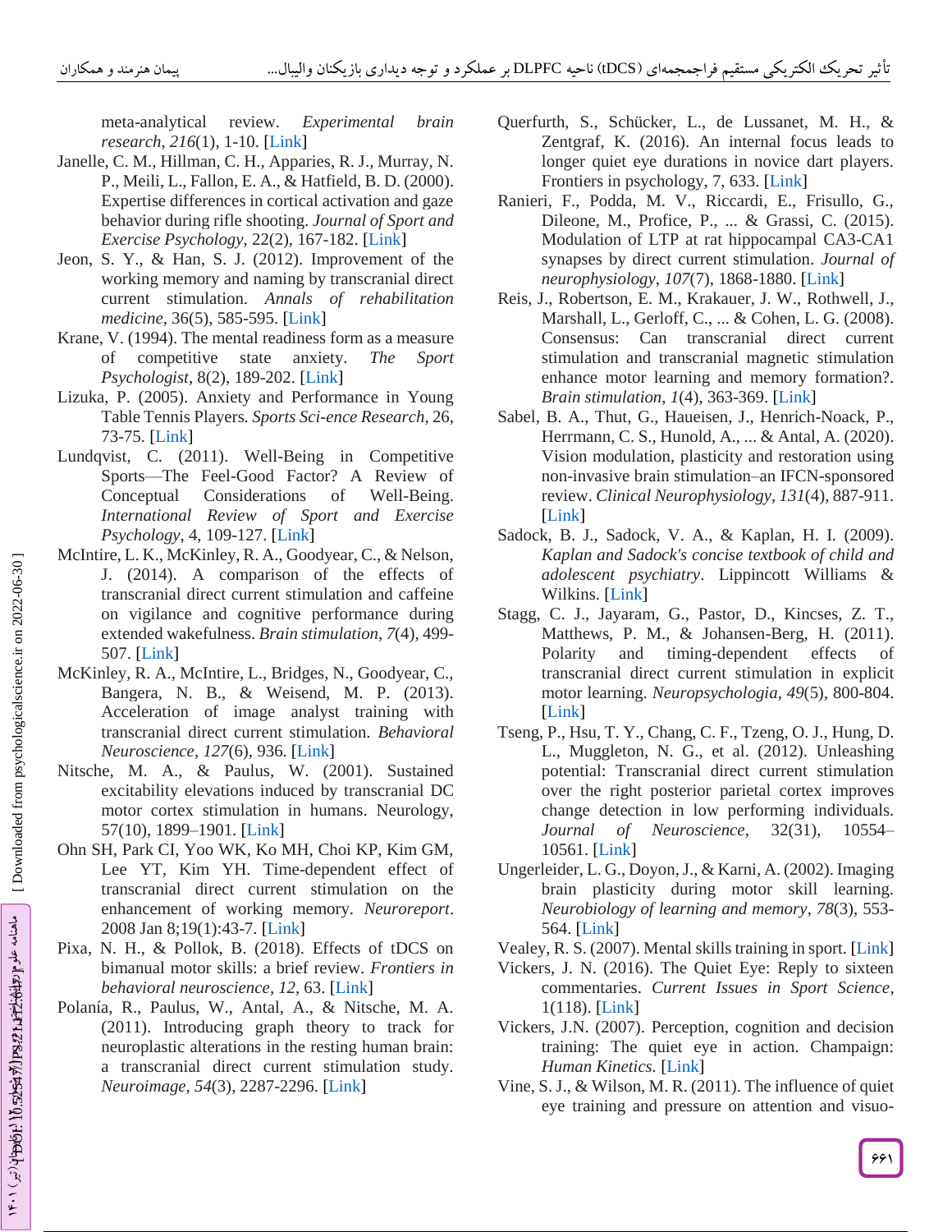meta-analytical review. *Experimental brain research*, *216*(1), 1-10. [Link]

Janelle, C. M., Hillman, C. H., Apparies, R. J., Murray, N. P., Meili, L., Fallon, E. A., & Hatfield, B. D. (2000). Expertise differences in cortical activation and gaze behavior during rifle shooting. *Journal of Sport and Exercise Psychology*, 22(2), 167-182. [Link]

Jeon, S. Y., & Han, S. J. (2012). Improvement of the working memory and naming by transcranial direct current stimulation. *Annals of rehabilitation medicine*, 36(5), 585-595. [Link]

Krane, V. (1994). The mental readiness form as a measure of competitive state anxiety. *The Sport Psychologist*, 8(2), 189-202. [Link]

Lizuka, P. (2005). Anxiety and Performance in Young Table Tennis Players. *Sports Sci-ence Research*, 26, 73-75. [Link]

Lundqvist, C. (2011). Well-Being in Competitive Sports—The Feel-Good Factor? A Review of Conceptual Considerations of Well-Being. *International Review of Sport and Exercise Psychology*, 4, 109-127. [Link]

McIntire, L. K., McKinley, R. A., Goodyear, C., & Nelson, J. (2014). A comparison of the effects of transcranial direct current stimulation and caffeine on vigilance and cognitive performance during extended wakefulness. *Brain stimulation*, *7*(4), 499-507. [Link]

McKinley, R. A., McIntire, L., Bridges, N., Goodyear, C., Bangera, N. B., & Weisend, M. P. (2013). Acceleration of image analyst training with transcranial direct current stimulation. *Behavioral Neuroscience*, *127*(6), 936. [Link]

Nitsche, M. A., & Paulus, W. (2001). Sustained excitability elevations induced by transcranial DC motor cortex stimulation in humans. Neurology, 57(10), 1899–1901. [Link]

Ohn SH, Park CI, Yoo WK, Ko MH, Choi KP, Kim GM, Lee YT, Kim YH. Time-dependent effect of transcranial direct current stimulation on the enhancement of working memory. *Neuroreport*. 2008 Jan 8;19(1):43-7. [Link]

Pixa, N. H., & Pollok, B. (2018). Effects of tDCS on bimanual motor skills: a brief review. *Frontiers in behavioral neuroscience*, *12*, 63. [Link]

Polanía, R., Paulus, W., Antal, A., & Nitsche, M. A. (2011). Introducing graph theory to track for neuroplastic alterations in the resting human brain: a transcranial direct current stimulation study. *Neuroimage*, *54*(3), 2287-2296. [Link]

Querfurth, S., Schücker, L., de Lussanet, M. H., & Zentgraf, K. (2016). An internal focus leads to longer quiet eye durations in novice dart players. Frontiers in psychology, 7, 633. [Link]

Ranieri, F., Podda, M. V., Riccardi, E., Frisullo, G., Dileone, M., Profice, P., ... & Grassi, C. (2015). Modulation of LTP at rat hippocampal CA3-CA1 synapses by direct current stimulation. *Journal of neurophysiology*, *107*(7), 1868-1880. [Link]

Reis, J., Robertson, E. M., Krakauer, J. W., Rothwell, J., Marshall, L., Gerloff, C., ... & Cohen, L. G. (2008). Consensus: Can transcranial direct current stimulation and transcranial magnetic stimulation enhance motor learning and memory formation?. *Brain stimulation*, *1*(4), 363-369. [Link]

Sabel, B. A., Thut, G., Haueisen, J., Henrich-Noack, P., Herrmann, C. S., Hunold, A., ... & Antal, A. (2020). Vision modulation, plasticity and restoration using non-invasive brain stimulation–an IFCN-sponsored review. *Clinical Neurophysiology*, *131*(4), 887-911. [Link]

Sadock, B. J., Sadock, V. A., & Kaplan, H. I. (2009). *Kaplan and Sadock's concise textbook of child and adolescent psychiatry*. Lippincott Williams & Wilkins. [Link]

Stagg, C. J., Jayaram, G., Pastor, D., Kincses, Z. T., Matthews, P. M., & Johansen-Berg, H. (2011). Polarity and timing-dependent effects of transcranial direct current stimulation in explicit motor learning. *Neuropsychologia*, *49*(5), 800-804. [Link]

Tseng, P., Hsu, T. Y., Chang, C. F., Tzeng, O. J., Hung, D. L., Muggleton, N. G., et al. (2012). Unleashing potential: Transcranial direct current stimulation over the right posterior parietal cortex improves change detection in low performing individuals. *Journal of Neuroscience*, 32(31), 10554–10561. [Link]

Ungerleider, L. G., Doyon, J., & Karni, A. (2002). Imaging brain plasticity during motor skill learning. *Neurobiology of learning and memory*, *78*(3), 553-564. [Link]

Vealey, R. S. (2007). Mental skills training in sport. [Link]

Vickers, J. N. (2016). The Quiet Eye: Reply to sixteen commentaries. *Current Issues in Sport Science*, 1(118). [Link]

Vickers, J.N. (2007). Perception, cognition and decision training: The quiet eye in action. Champaign: *Human Kinetics.* [Link]

Vine, S. J., & Wilson, M. R. (2011). The influence of quiet eye training and pressure on attention and visuo-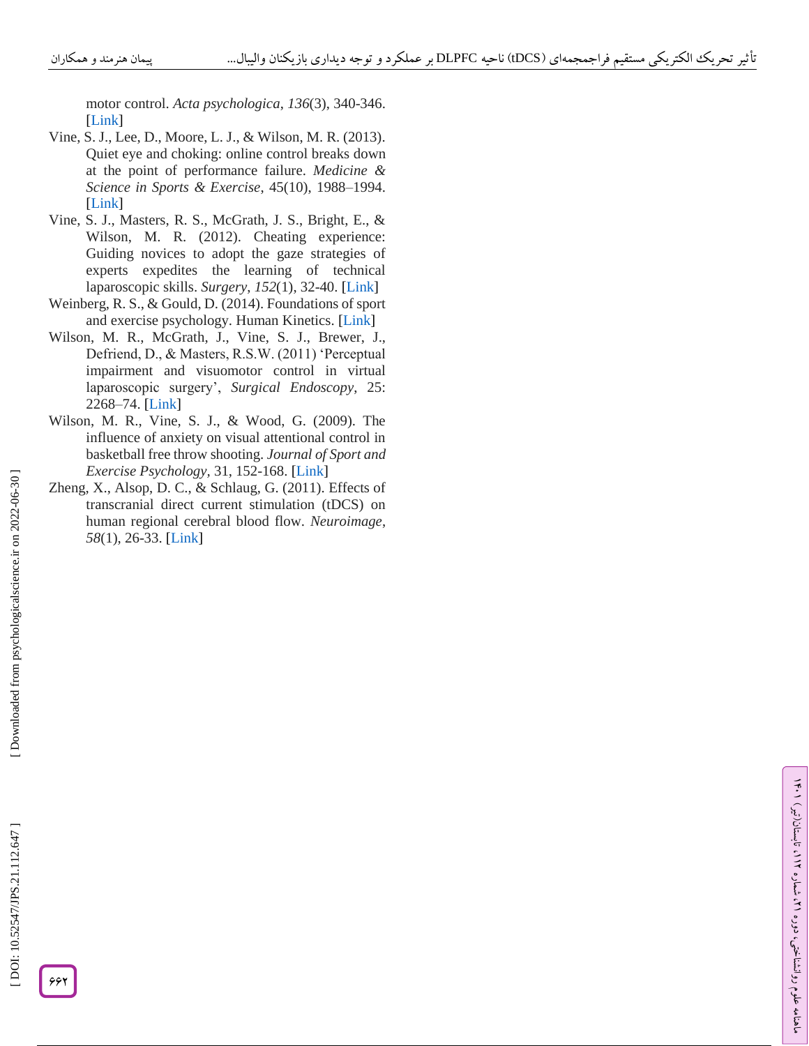motor control. *Acta psychologica*, *136*(3), 340-346. [Link]

Vine, S. J., Lee, D., Moore, L. J., & Wilson, M. R. (2013). Quiet eye and choking: online control breaks down at the point of performance failure. *Medicine & Science in Sports & Exercise*, 45(10), 1988–1994. [Link]

Vine, S. J., Masters, R. S., McGrath, J. S., Bright, E., & Wilson, M. R. (2012). Cheating experience: Guiding novices to adopt the gaze strategies of experts expedites the learning of technical laparoscopic skills. *Surgery*, *152*(1), 32-40. [Link]

Weinberg, R. S., & Gould, D. (2014). Foundations of sport and exercise psychology. Human Kinetics. [Link]

Wilson, M. R., McGrath, J., Vine, S. J., Brewer, J., Defriend, D., & Masters, R.S.W. (2011) 'Perceptual impairment and visuomotor control in virtual laparoscopic surgery', *Surgical Endoscopy*, 25: 2268–74. [Link]

Wilson, M. R., Vine, S. J., & Wood, G. (2009). The influence of anxiety on visual attentional control in basketball free throw shooting. *Journal of Sport and Exercise Psychology*, 31, 152-168. [Link]

Zheng, X., Alsop, D. C., & Schlaug, G. (2011). Effects of transcranial direct current stimulation (tDCS) on human regional cerebral blood flow. *Neuroimage*, *58*(1), 26-33. [Link]